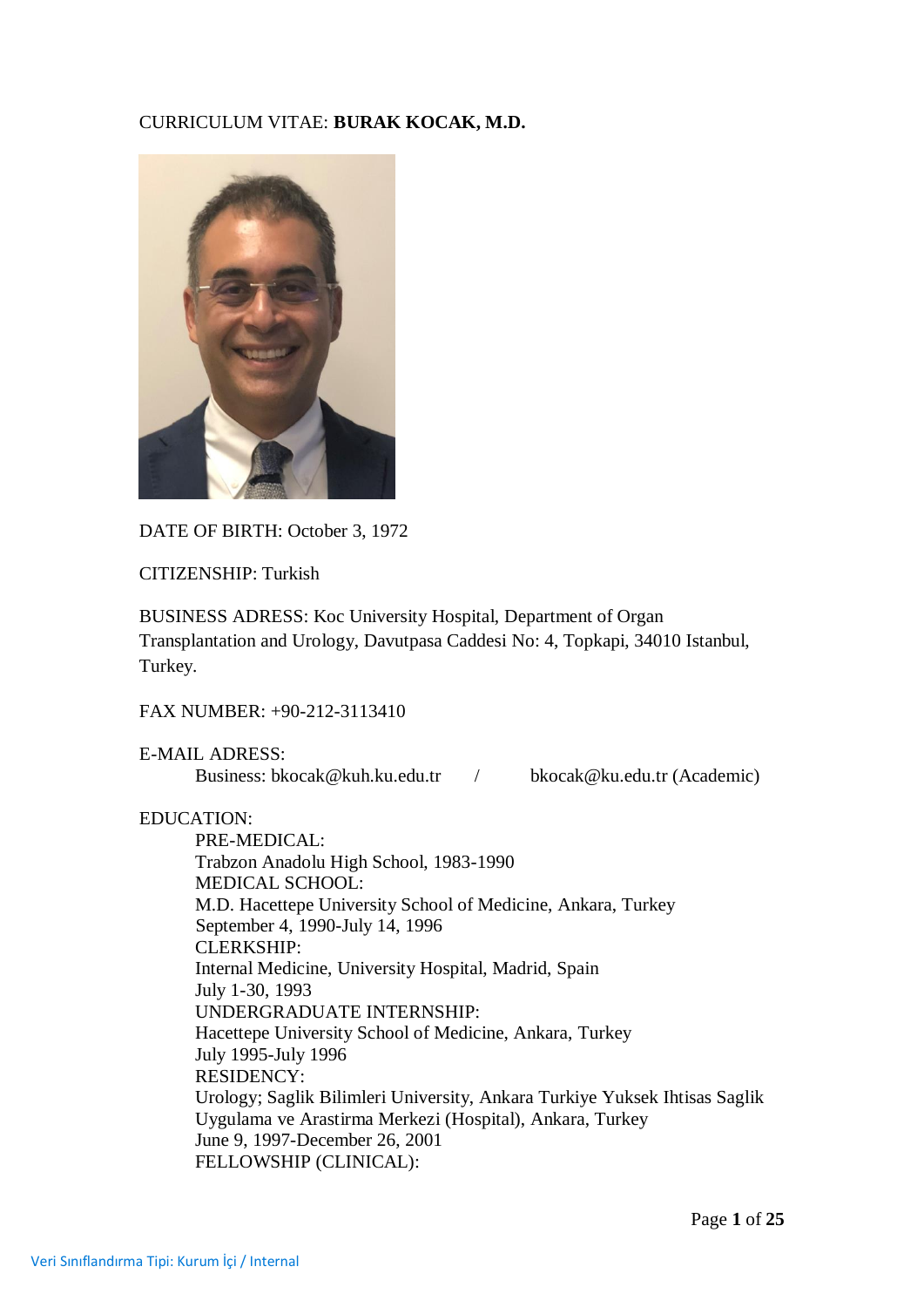CURRICULUM VITAE: **BURAK KOCAK, M.D.**

DATE OF BIRTH: October 3, 1972

CITIZENSHIP: Turkish

BUSINESS ADRESS: Koc University Hospital, Department of Organ Transplantation and Urology, Davutpasa Caddesi No: 4, Topkapi, 34010 Istanbul, Turkey.

FAX NUMBER: +90-212-3113410

E-MAIL ADRESS:
Business: bkocak@kuh.ku.edu.tr / bkocak@ku.edu.tr (Academic)

EDUCATION:

PRE-MEDICAL:
Trabzon Anadolu High School, 1983-1990

MEDICAL SCHOOL:
M.D. Hacettepe University School of Medicine, Ankara, Turkey
September 4, 1990-July 14, 1996

CLERKSHIP:
Internal Medicine, University Hospital, Madrid, Spain
July 1-30, 1993

UNDERGRADUATE INTERNSHIP:
Hacettepe University School of Medicine, Ankara, Turkey
July 1995-July 1996

RESIDENCY:
Urology; Saglik Bilimleri University, Ankara Turkiye Yuksek Ihtisas Saglik Uygulama ve Arastirma Merkezi (Hospital), Ankara, Turkey
June 9, 1997-December 26, 2001

FELLOWSHIP (CLINICAL):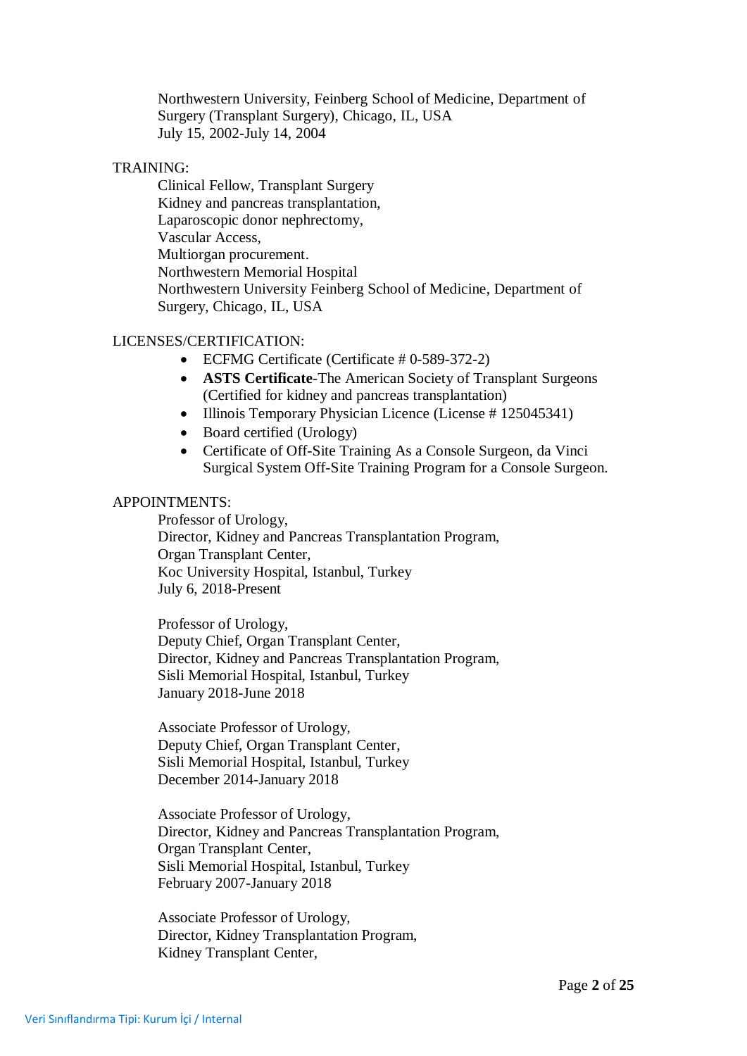Northwestern University, Feinberg School of Medicine, Department of Surgery (Transplant Surgery), Chicago, IL, USA
July 15, 2002-July 14, 2004

TRAINING:

Clinical Fellow, Transplant Surgery
Kidney and pancreas transplantation,
Laparoscopic donor nephrectomy,
Vascular Access,
Multiorgan procurement.
Northwestern Memorial Hospital
Northwestern University Feinberg School of Medicine, Department of Surgery, Chicago, IL, USA

LICENSES/CERTIFICATION:

- ECFMG Certificate (Certificate # 0-589-372-2)
- **ASTS Certificate**-The American Society of Transplant Surgeons (Certified for kidney and pancreas transplantation)
- Illinois Temporary Physician Licence (License # 125045341)
- Board certified (Urology)
- Certificate of Off-Site Training As a Console Surgeon, da Vinci Surgical System Off-Site Training Program for a Console Surgeon.

APPOINTMENTS:

Professor of Urology,
Director, Kidney and Pancreas Transplantation Program,
Organ Transplant Center,
Koc University Hospital, Istanbul, Turkey
July 6, 2018-Present

Professor of Urology,
Deputy Chief, Organ Transplant Center,
Director, Kidney and Pancreas Transplantation Program,
Sisli Memorial Hospital, Istanbul, Turkey
January 2018-June 2018

Associate Professor of Urology,
Deputy Chief, Organ Transplant Center,
Sisli Memorial Hospital, Istanbul, Turkey
December 2014-January 2018

Associate Professor of Urology,
Director, Kidney and Pancreas Transplantation Program,
Organ Transplant Center,
Sisli Memorial Hospital, Istanbul, Turkey
February 2007-January 2018

Associate Professor of Urology,
Director, Kidney Transplantation Program,
Kidney Transplant Center,

Veri Sınıflandırma Tipi: Kurum İçi / Internal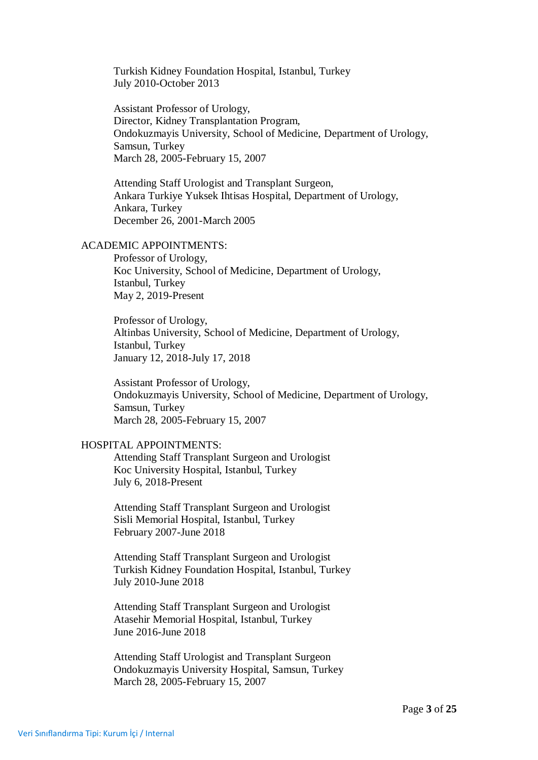Turkish Kidney Foundation Hospital, Istanbul, Turkey
July 2010-October 2013

Assistant Professor of Urology,
Director, Kidney Transplantation Program,
Ondokuzmayis University, School of Medicine, Department of Urology,
Samsun, Turkey
March 28, 2005-February 15, 2007

Attending Staff Urologist and Transplant Surgeon,
Ankara Turkiye Yuksek Ihtisas Hospital, Department of Urology,
Ankara, Turkey
December 26, 2001-March 2005

ACADEMIC APPOINTMENTS:

Professor of Urology,
Koc University, School of Medicine, Department of Urology,
Istanbul, Turkey
May 2, 2019-Present

Professor of Urology,
Altinbas University, School of Medicine, Department of Urology,
Istanbul, Turkey
January 12, 2018-July 17, 2018

Assistant Professor of Urology,
Ondokuzmayis University, School of Medicine, Department of Urology,
Samsun, Turkey
March 28, 2005-February 15, 2007

HOSPITAL APPOINTMENTS:

Attending Staff Transplant Surgeon and Urologist
Koc University Hospital, Istanbul, Turkey
July 6, 2018-Present

Attending Staff Transplant Surgeon and Urologist
Sisli Memorial Hospital, Istanbul, Turkey
February 2007-June 2018

Attending Staff Transplant Surgeon and Urologist
Turkish Kidney Foundation Hospital, Istanbul, Turkey
July 2010-June 2018

Attending Staff Transplant Surgeon and Urologist
Atasehir Memorial Hospital, Istanbul, Turkey
June 2016-June 2018

Attending Staff Urologist and Transplant Surgeon
Ondokuzmayis University Hospital, Samsun, Turkey
March 28, 2005-February 15, 2007

Veri Sınıflandırma Tipi: Kurum İçi / Internal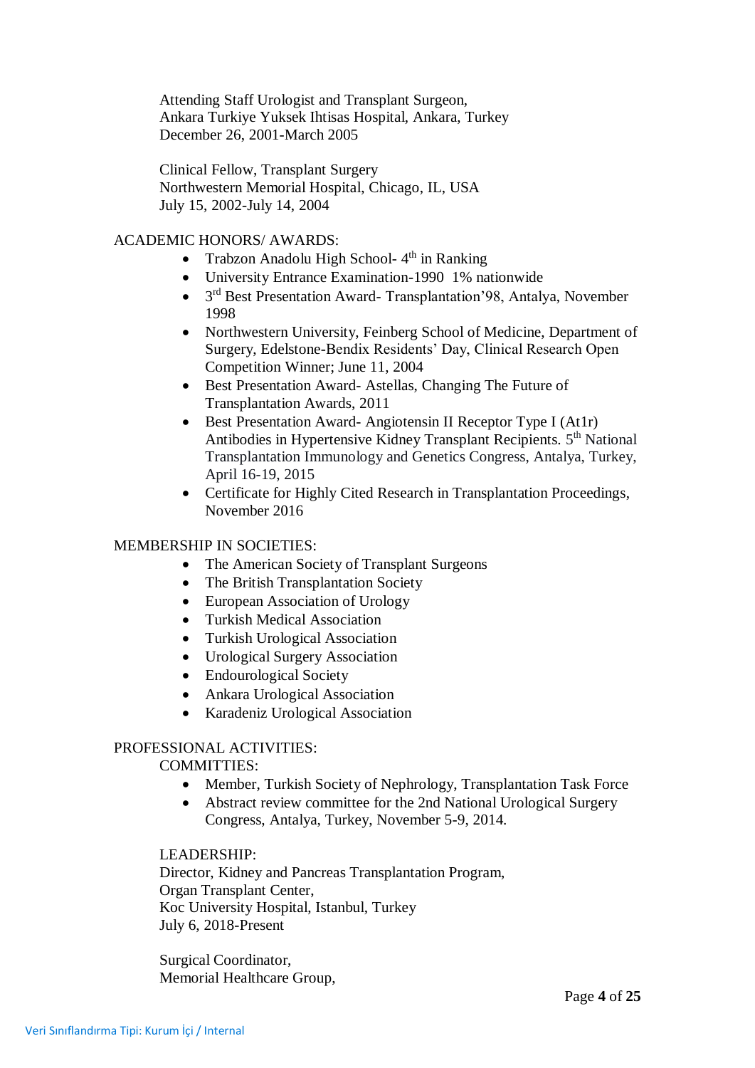Attending Staff Urologist and Transplant Surgeon,
Ankara Turkiye Yuksek Ihtisas Hospital, Ankara, Turkey
December 26, 2001-March 2005

Clinical Fellow, Transplant Surgery
Northwestern Memorial Hospital, Chicago, IL, USA
July 15, 2002-July 14, 2004

ACADEMIC HONORS/ AWARDS:

- Trabzon Anadolu High School- 4th in Ranking
- University Entrance Examination-1990 1% nationwide
- 3rd Best Presentation Award- Transplantation'98, Antalya, November 1998
- Northwestern University, Feinberg School of Medicine, Department of Surgery, Edelstone-Bendix Residents' Day, Clinical Research Open Competition Winner; June 11, 2004
- Best Presentation Award- Astellas, Changing The Future of Transplantation Awards, 2011
- Best Presentation Award- Angiotensin II Receptor Type I (At1r) Antibodies in Hypertensive Kidney Transplant Recipients. 5th National Transplantation Immunology and Genetics Congress, Antalya, Turkey, April 16-19, 2015
- Certificate for Highly Cited Research in Transplantation Proceedings, November 2016

MEMBERSHIP IN SOCIETIES:

- The American Society of Transplant Surgeons
- The British Transplantation Society
- European Association of Urology
- Turkish Medical Association
- Turkish Urological Association
- Urological Surgery Association
- Endourological Society
- Ankara Urological Association
- Karadeniz Urological Association

PROFESSIONAL ACTIVITIES:

COMMITTIES:

- Member, Turkish Society of Nephrology, Transplantation Task Force
- Abstract review committee for the 2nd National Urological Surgery Congress, Antalya, Turkey, November 5-9, 2014.

LEADERSHIP:

Director, Kidney and Pancreas Transplantation Program,
Organ Transplant Center,
Koc University Hospital, Istanbul, Turkey
July 6, 2018-Present

Surgical Coordinator,
Memorial Healthcare Group,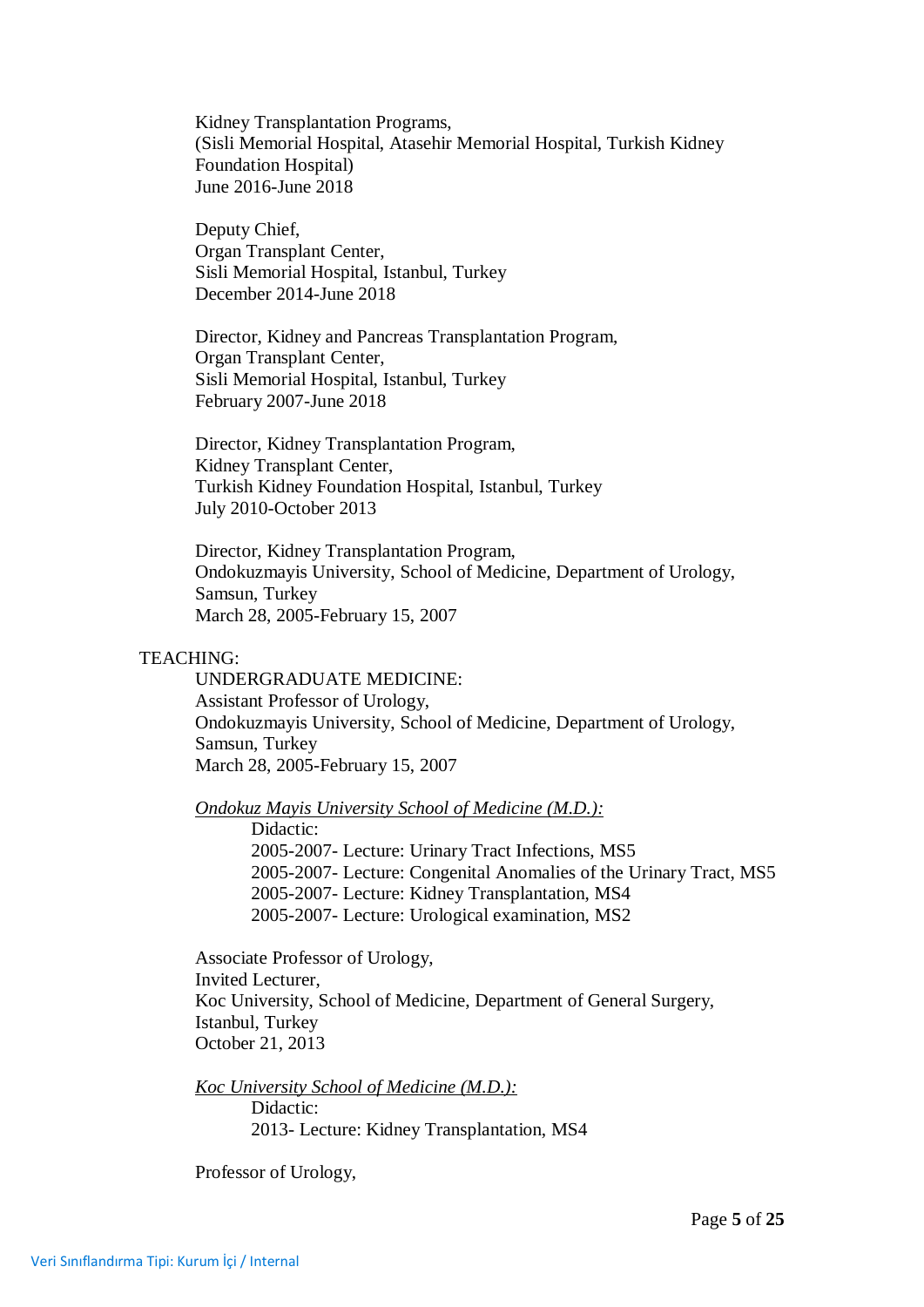Kidney Transplantation Programs,
(Sisli Memorial Hospital, Atasehir Memorial Hospital, Turkish Kidney Foundation Hospital)
June 2016-June 2018

Deputy Chief,
Organ Transplant Center,
Sisli Memorial Hospital, Istanbul, Turkey
December 2014-June 2018

Director, Kidney and Pancreas Transplantation Program,
Organ Transplant Center,
Sisli Memorial Hospital, Istanbul, Turkey
February 2007-June 2018

Director, Kidney Transplantation Program,
Kidney Transplant Center,
Turkish Kidney Foundation Hospital, Istanbul, Turkey
July 2010-October 2013

Director, Kidney Transplantation Program,
Ondokuzmayis University, School of Medicine, Department of Urology,
Samsun, Turkey
March 28, 2005-February 15, 2007

TEACHING:

UNDERGRADUATE MEDICINE:
Assistant Professor of Urology,
Ondokuzmayis University, School of Medicine, Department of Urology,
Samsun, Turkey
March 28, 2005-February 15, 2007

*Ondokuz Mayis University School of Medicine (M.D.):*

Didactic:
2005-2007- Lecture: Urinary Tract Infections, MS5
2005-2007- Lecture: Congenital Anomalies of the Urinary Tract, MS5
2005-2007- Lecture: Kidney Transplantation, MS4
2005-2007- Lecture: Urological examination, MS2

Associate Professor of Urology,
Invited Lecturer,
Koc University, School of Medicine, Department of General Surgery,
Istanbul, Turkey
October 21, 2013

*Koc University School of Medicine (M.D.):*

Didactic:
2013- Lecture: Kidney Transplantation, MS4

Professor of Urology,

Veri Sınıflandırma Tipi: Kurum İçi / Internal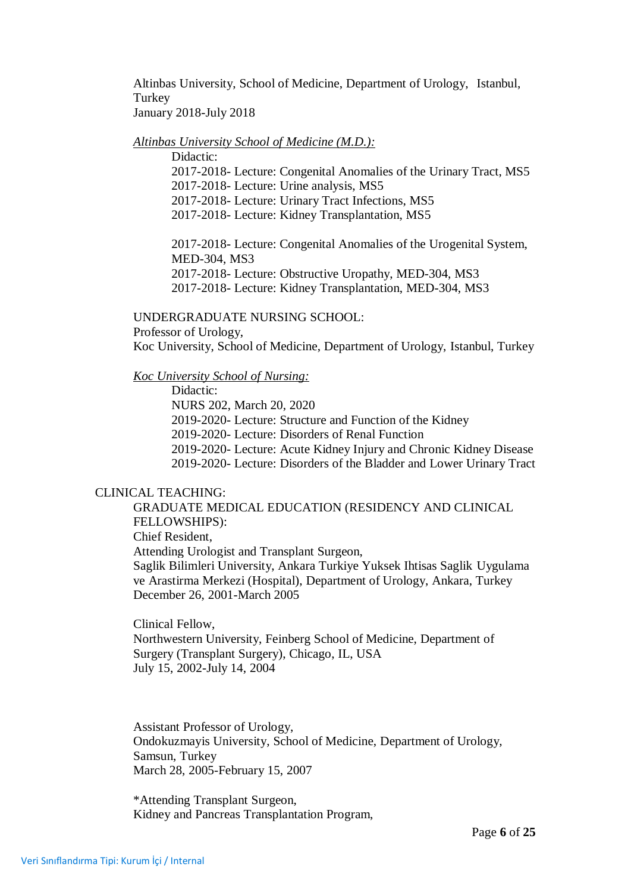Altinbas University, School of Medicine, Department of Urology, Istanbul, Turkey
January 2018-July 2018

*Altinbas University School of Medicine (M.D.):*

Didactic:
2017-2018- Lecture: Congenital Anomalies of the Urinary Tract, MS5
2017-2018- Lecture: Urine analysis, MS5
2017-2018- Lecture: Urinary Tract Infections, MS5
2017-2018- Lecture: Kidney Transplantation, MS5

2017-2018- Lecture: Congenital Anomalies of the Urogenital System, MED-304, MS3
2017-2018- Lecture: Obstructive Uropathy, MED-304, MS3
2017-2018- Lecture: Kidney Transplantation, MED-304, MS3

UNDERGRADUATE NURSING SCHOOL:
Professor of Urology,
Koc University, School of Medicine, Department of Urology, Istanbul, Turkey

*Koc University School of Nursing:*

Didactic:
NURS 202, March 20, 2020
2019-2020- Lecture: Structure and Function of the Kidney
2019-2020- Lecture: Disorders of Renal Function
2019-2020- Lecture: Acute Kidney Injury and Chronic Kidney Disease
2019-2020- Lecture: Disorders of the Bladder and Lower Urinary Tract

CLINICAL TEACHING:

GRADUATE MEDICAL EDUCATION (RESIDENCY AND CLINICAL FELLOWSHIPS):
Chief Resident,
Attending Urologist and Transplant Surgeon,
Saglik Bilimleri University, Ankara Turkiye Yuksek Ihtisas Saglik Uygulama ve Arastirma Merkezi (Hospital), Department of Urology, Ankara, Turkey
December 26, 2001-March 2005

Clinical Fellow,
Northwestern University, Feinberg School of Medicine, Department of Surgery (Transplant Surgery), Chicago, IL, USA
July 15, 2002-July 14, 2004

Assistant Professor of Urology,
Ondokuzmayis University, School of Medicine, Department of Urology, Samsun, Turkey
March 28, 2005-February 15, 2007

*Attending Transplant Surgeon,
Kidney and Pancreas Transplantation Program,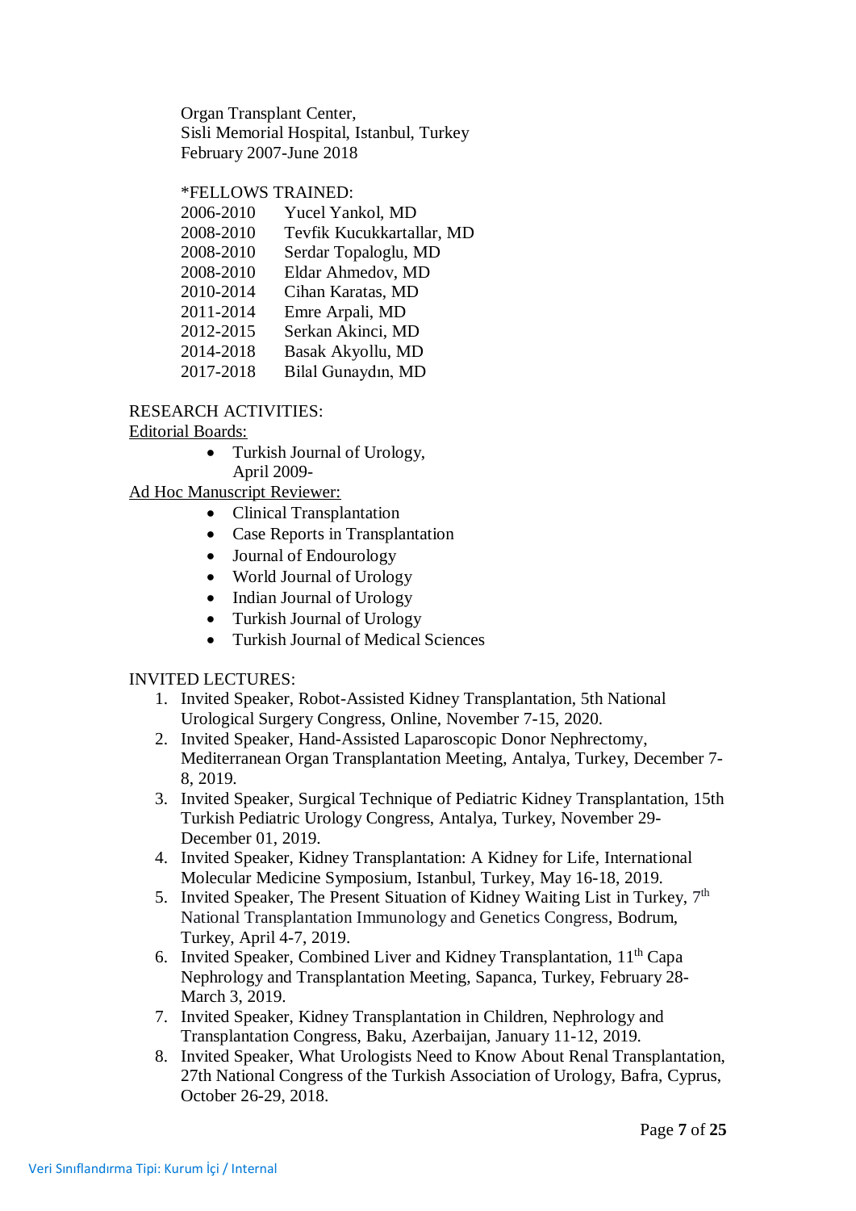Organ Transplant Center,
Sisli Memorial Hospital, Istanbul, Turkey
February 2007-June 2018

*FELLOWS TRAINED:

| | |
|---|---|
| 2006-2010 | Yucel Yankol, MD |
| 2008-2010 | Tevfik Kucukkartallar, MD |
| 2008-2010 | Serdar Topaloglu, MD |
| 2008-2010 | Eldar Ahmedov, MD |
| 2010-2014 | Cihan Karatas, MD |
| 2011-2014 | Emre Arpali, MD |
| 2012-2015 | Serkan Akinci, MD |
| 2014-2018 | Basak Akyollu, MD |
| 2017-2018 | Bilal Gunaydın, MD |

RESEARCH ACTIVITIES:

Editorial Boards:

- Turkish Journal of Urology, April 2009-

Ad Hoc Manuscript Reviewer:

- Clinical Transplantation
- Case Reports in Transplantation
- Journal of Endourology
- World Journal of Urology
- Indian Journal of Urology
- Turkish Journal of Urology
- Turkish Journal of Medical Sciences

INVITED LECTURES:

1. Invited Speaker, Robot-Assisted Kidney Transplantation, 5th National Urological Surgery Congress, Online, November 7-15, 2020.
2. Invited Speaker, Hand-Assisted Laparoscopic Donor Nephrectomy, Mediterranean Organ Transplantation Meeting, Antalya, Turkey, December 7-8, 2019.
3. Invited Speaker, Surgical Technique of Pediatric Kidney Transplantation, 15th Turkish Pediatric Urology Congress, Antalya, Turkey, November 29-December 01, 2019.
4. Invited Speaker, Kidney Transplantation: A Kidney for Life, International Molecular Medicine Symposium, Istanbul, Turkey, May 16-18, 2019.
5. Invited Speaker, The Present Situation of Kidney Waiting List in Turkey, 7th National Transplantation Immunology and Genetics Congress, Bodrum, Turkey, April 4-7, 2019.
6. Invited Speaker, Combined Liver and Kidney Transplantation, 11th Capa Nephrology and Transplantation Meeting, Sapanca, Turkey, February 28-March 3, 2019.
7. Invited Speaker, Kidney Transplantation in Children, Nephrology and Transplantation Congress, Baku, Azerbaijan, January 11-12, 2019.
8. Invited Speaker, What Urologists Need to Know About Renal Transplantation, 27th National Congress of the Turkish Association of Urology, Bafra, Cyprus, October 26-29, 2018.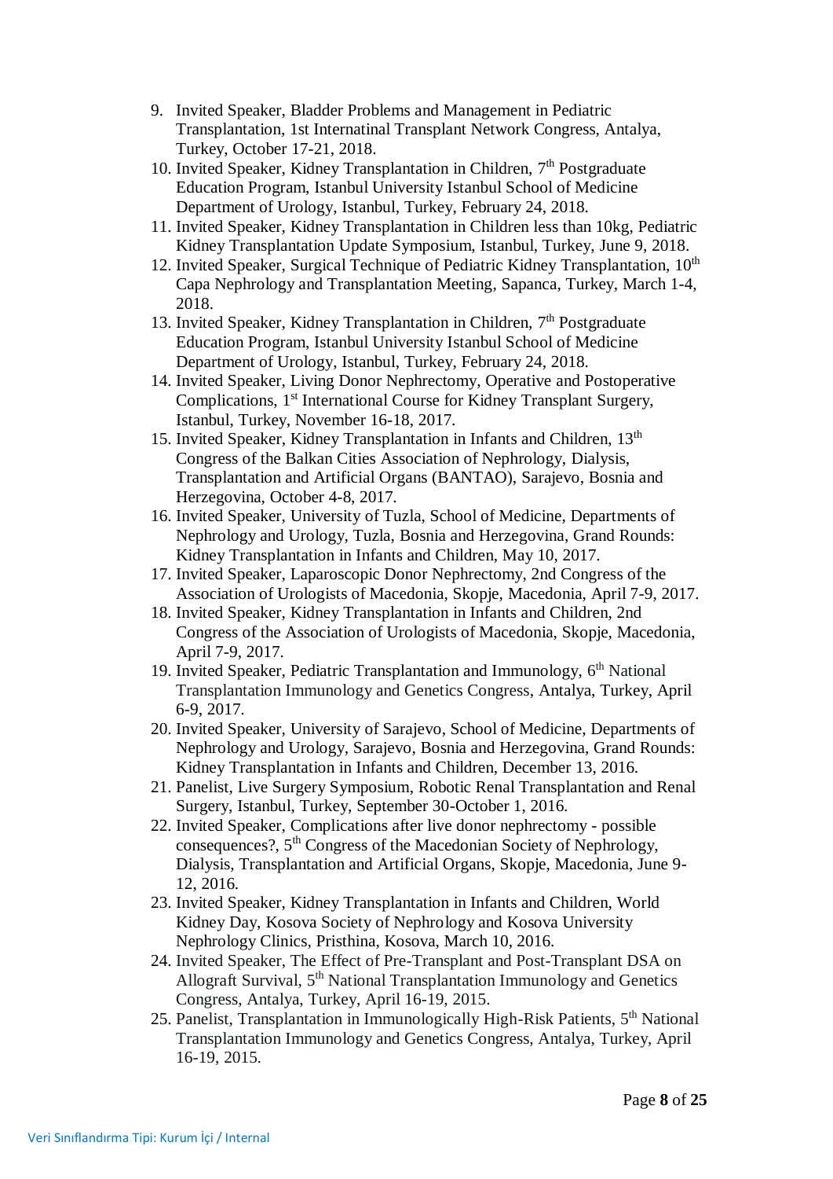9. Invited Speaker, Bladder Problems and Management in Pediatric Transplantation, 1st Internatinal Transplant Network Congress, Antalya, Turkey, October 17-21, 2018.
10. Invited Speaker, Kidney Transplantation in Children, 7th Postgraduate Education Program, Istanbul University Istanbul School of Medicine Department of Urology, Istanbul, Turkey, February 24, 2018.
11. Invited Speaker, Kidney Transplantation in Children less than 10kg, Pediatric Kidney Transplantation Update Symposium, Istanbul, Turkey, June 9, 2018.
12. Invited Speaker, Surgical Technique of Pediatric Kidney Transplantation, 10th Capa Nephrology and Transplantation Meeting, Sapanca, Turkey, March 1-4, 2018.
13. Invited Speaker, Kidney Transplantation in Children, 7th Postgraduate Education Program, Istanbul University Istanbul School of Medicine Department of Urology, Istanbul, Turkey, February 24, 2018.
14. Invited Speaker, Living Donor Nephrectomy, Operative and Postoperative Complications, 1st International Course for Kidney Transplant Surgery, Istanbul, Turkey, November 16-18, 2017.
15. Invited Speaker, Kidney Transplantation in Infants and Children, 13th Congress of the Balkan Cities Association of Nephrology, Dialysis, Transplantation and Artificial Organs (BANTAO), Sarajevo, Bosnia and Herzegovina, October 4-8, 2017.
16. Invited Speaker, University of Tuzla, School of Medicine, Departments of Nephrology and Urology, Tuzla, Bosnia and Herzegovina, Grand Rounds: Kidney Transplantation in Infants and Children, May 10, 2017.
17. Invited Speaker, Laparoscopic Donor Nephrectomy, 2nd Congress of the Association of Urologists of Macedonia, Skopje, Macedonia, April 7-9, 2017.
18. Invited Speaker, Kidney Transplantation in Infants and Children, 2nd Congress of the Association of Urologists of Macedonia, Skopje, Macedonia, April 7-9, 2017.
19. Invited Speaker, Pediatric Transplantation and Immunology, 6th National Transplantation Immunology and Genetics Congress, Antalya, Turkey, April 6-9, 2017.
20. Invited Speaker, University of Sarajevo, School of Medicine, Departments of Nephrology and Urology, Sarajevo, Bosnia and Herzegovina, Grand Rounds: Kidney Transplantation in Infants and Children, December 13, 2016.
21. Panelist, Live Surgery Symposium, Robotic Renal Transplantation and Renal Surgery, Istanbul, Turkey, September 30-October 1, 2016.
22. Invited Speaker, Complications after live donor nephrectomy - possible consequences?, 5th Congress of the Macedonian Society of Nephrology, Dialysis, Transplantation and Artificial Organs, Skopje, Macedonia, June 9-12, 2016.
23. Invited Speaker, Kidney Transplantation in Infants and Children, World Kidney Day, Kosova Society of Nephrology and Kosova University Nephrology Clinics, Pristhina, Kosova, March 10, 2016.
24. Invited Speaker, The Effect of Pre-Transplant and Post-Transplant DSA on Allograft Survival, 5th National Transplantation Immunology and Genetics Congress, Antalya, Turkey, April 16-19, 2015.
25. Panelist, Transplantation in Immunologically High-Risk Patients, 5th National Transplantation Immunology and Genetics Congress, Antalya, Turkey, April 16-19, 2015.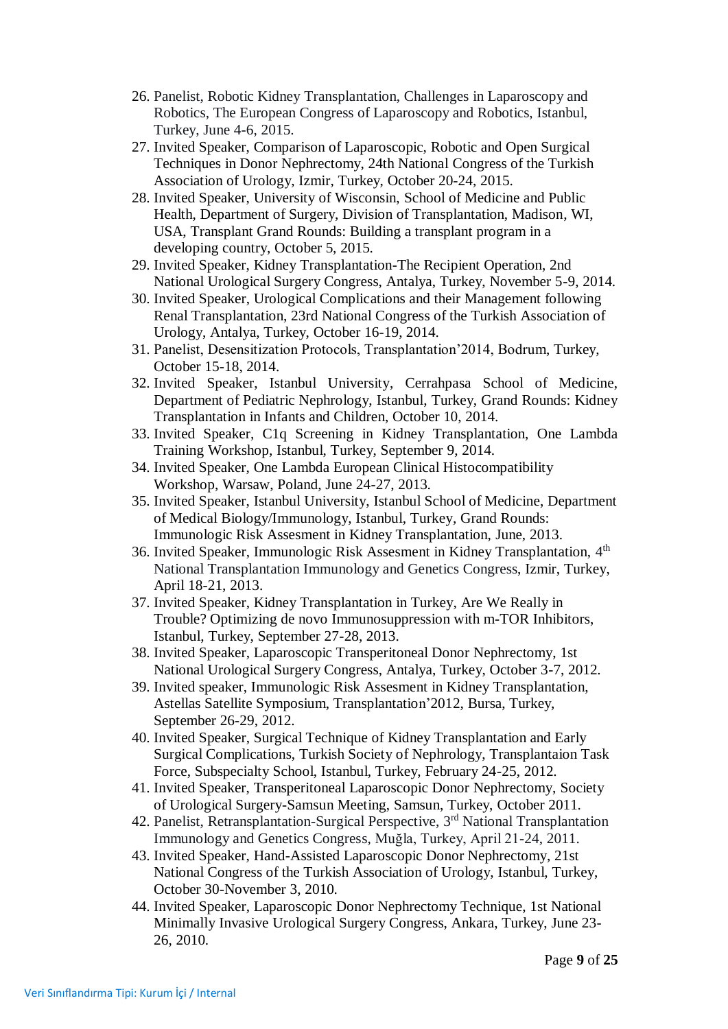26. Panelist, Robotic Kidney Transplantation, Challenges in Laparoscopy and Robotics, The European Congress of Laparoscopy and Robotics, Istanbul, Turkey, June 4-6, 2015.
27. Invited Speaker, Comparison of Laparoscopic, Robotic and Open Surgical Techniques in Donor Nephrectomy, 24th National Congress of the Turkish Association of Urology, Izmir, Turkey, October 20-24, 2015.
28. Invited Speaker, University of Wisconsin, School of Medicine and Public Health, Department of Surgery, Division of Transplantation, Madison, WI, USA, Transplant Grand Rounds: Building a transplant program in a developing country, October 5, 2015.
29. Invited Speaker, Kidney Transplantation-The Recipient Operation, 2nd National Urological Surgery Congress, Antalya, Turkey, November 5-9, 2014.
30. Invited Speaker, Urological Complications and their Management following Renal Transplantation, 23rd National Congress of the Turkish Association of Urology, Antalya, Turkey, October 16-19, 2014.
31. Panelist, Desensitization Protocols, Transplantation'2014, Bodrum, Turkey, October 15-18, 2014.
32. Invited Speaker, Istanbul University, Cerrahpasa School of Medicine, Department of Pediatric Nephrology, Istanbul, Turkey, Grand Rounds: Kidney Transplantation in Infants and Children, October 10, 2014.
33. Invited Speaker, C1q Screening in Kidney Transplantation, One Lambda Training Workshop, Istanbul, Turkey, September 9, 2014.
34. Invited Speaker, One Lambda European Clinical Histocompatibility Workshop, Warsaw, Poland, June 24-27, 2013.
35. Invited Speaker, Istanbul University, Istanbul School of Medicine, Department of Medical Biology/Immunology, Istanbul, Turkey, Grand Rounds: Immunologic Risk Assesment in Kidney Transplantation, June, 2013.
36. Invited Speaker, Immunologic Risk Assesment in Kidney Transplantation, 4th National Transplantation Immunology and Genetics Congress, Izmir, Turkey, April 18-21, 2013.
37. Invited Speaker, Kidney Transplantation in Turkey, Are We Really in Trouble? Optimizing de novo Immunosuppression with m-TOR Inhibitors, Istanbul, Turkey, September 27-28, 2013.
38. Invited Speaker, Laparoscopic Transperitoneal Donor Nephrectomy, 1st National Urological Surgery Congress, Antalya, Turkey, October 3-7, 2012.
39. Invited speaker, Immunologic Risk Assesment in Kidney Transplantation, Astellas Satellite Symposium, Transplantation'2012, Bursa, Turkey, September 26-29, 2012.
40. Invited Speaker, Surgical Technique of Kidney Transplantation and Early Surgical Complications, Turkish Society of Nephrology, Transplantaion Task Force, Subspecialty School, Istanbul, Turkey, February 24-25, 2012.
41. Invited Speaker, Transperitoneal Laparoscopic Donor Nephrectomy, Society of Urological Surgery-Samsun Meeting, Samsun, Turkey, October 2011.
42. Panelist, Retransplantation-Surgical Perspective, 3rd National Transplantation Immunology and Genetics Congress, Muğla, Turkey, April 21-24, 2011.
43. Invited Speaker, Hand-Assisted Laparoscopic Donor Nephrectomy, 21st National Congress of the Turkish Association of Urology, Istanbul, Turkey, October 30-November 3, 2010.
44. Invited Speaker, Laparoscopic Donor Nephrectomy Technique, 1st National Minimally Invasive Urological Surgery Congress, Ankara, Turkey, June 23-26, 2010.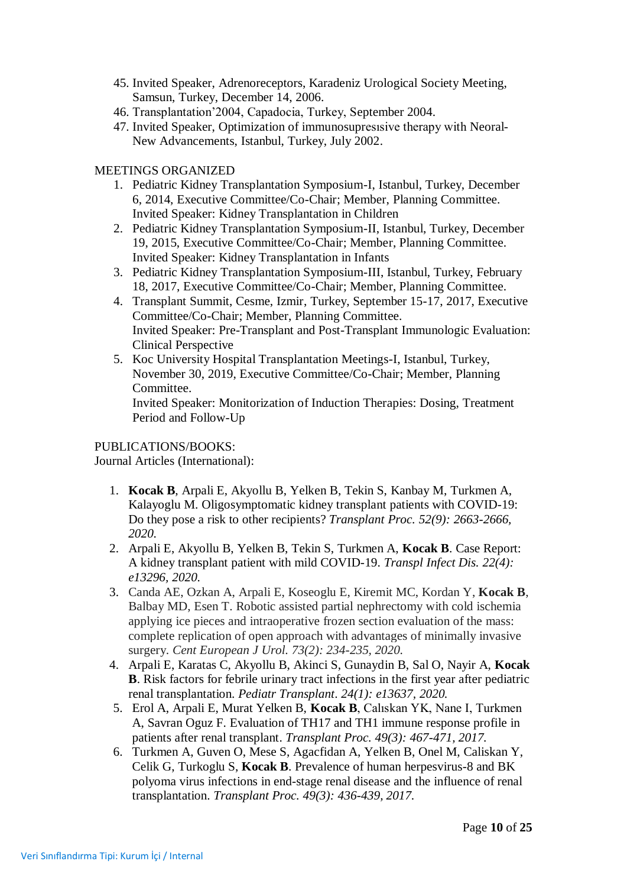45. Invited Speaker, Adrenoreceptors, Karadeniz Urological Society Meeting, Samsun, Turkey, December 14, 2006.
46. Transplantation'2004, Capadocia, Turkey, September 2004.
47. Invited Speaker, Optimization of immunosupresısive therapy with Neoral-New Advancements, Istanbul, Turkey, July 2002.

MEETINGS ORGANIZED

1. Pediatric Kidney Transplantation Symposium-I, Istanbul, Turkey, December 6, 2014, Executive Committee/Co-Chair; Member, Planning Committee. Invited Speaker: Kidney Transplantation in Children
2. Pediatric Kidney Transplantation Symposium-II, Istanbul, Turkey, December 19, 2015, Executive Committee/Co-Chair; Member, Planning Committee. Invited Speaker: Kidney Transplantation in Infants
3. Pediatric Kidney Transplantation Symposium-III, Istanbul, Turkey, February 18, 2017, Executive Committee/Co-Chair; Member, Planning Committee.
4. Transplant Summit, Cesme, Izmir, Turkey, September 15-17, 2017, Executive Committee/Co-Chair; Member, Planning Committee.
   Invited Speaker: Pre-Transplant and Post-Transplant Immunologic Evaluation: Clinical Perspective
5. Koc University Hospital Transplantation Meetings-I, Istanbul, Turkey, November 30, 2019, Executive Committee/Co-Chair; Member, Planning Committee.
   Invited Speaker: Monitorization of Induction Therapies: Dosing, Treatment Period and Follow-Up

PUBLICATIONS/BOOKS:
Journal Articles (International):

1. **Kocak B**, Arpali E, Akyollu B, Yelken B, Tekin S, Kanbay M, Turkmen A, Kalayoglu M. Oligosymptomatic kidney transplant patients with COVID-19: Do they pose a risk to other recipients? *Transplant Proc. 52(9): 2663-2666, 2020.*
2. Arpali E, Akyollu B, Yelken B, Tekin S, Turkmen A, **Kocak B**. Case Report: A kidney transplant patient with mild COVID-19. *Transpl Infect Dis. 22(4): e13296, 2020.*
3. Canda AE, Ozkan A, Arpali E, Koseoglu E, Kiremit MC, Kordan Y, **Kocak B**, Balbay MD, Esen T. Robotic assisted partial nephrectomy with cold ischemia applying ice pieces and intraoperative frozen section evaluation of the mass: complete replication of open approach with advantages of minimally invasive surgery. *Cent European J Urol. 73(2): 234-235, 2020.*
4. Arpali E, Karatas C, Akyollu B, Akinci S, Gunaydin B, Sal O, Nayir A, **Kocak B**. Risk factors for febrile urinary tract infections in the first year after pediatric renal transplantation. *Pediatr Transplant. 24(1): e13637, 2020.*
5. Erol A, Arpali E, Murat Yelken B, **Kocak B**, Calıskan YK, Nane I, Turkmen A, Savran Oguz F. Evaluation of TH17 and TH1 immune response profile in patients after renal transplant. *Transplant Proc. 49(3): 467-471, 2017.*
6. Turkmen A, Guven O, Mese S, Agacfidan A, Yelken B, Onel M, Caliskan Y, Celik G, Turkoglu S, **Kocak B**. Prevalence of human herpesvirus-8 and BK polyoma virus infections in end-stage renal disease and the influence of renal transplantation. *Transplant Proc. 49(3): 436-439, 2017.*

Veri Sınıflandırma Tipi: Kurum İçi / Internal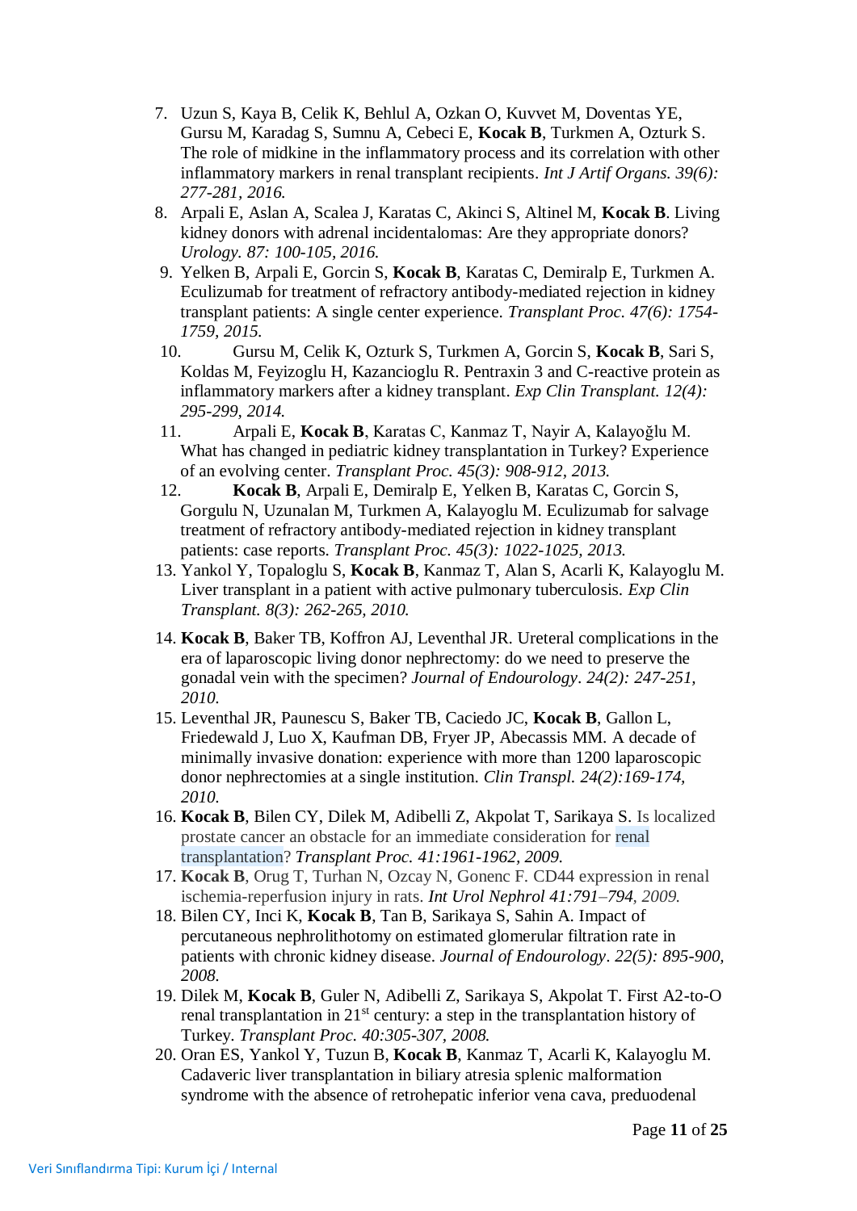7. Uzun S, Kaya B, Celik K, Behlul A, Ozkan O, Kuvvet M, Doventas YE, Gursu M, Karadag S, Sumnu A, Cebeci E, **Kocak B**, Turkmen A, Ozturk S. The role of midkine in the inflammatory process and its correlation with other inflammatory markers in renal transplant recipients. *Int J Artif Organs. 39(6): 277-281, 2016.*
8. Arpali E, Aslan A, Scalea J, Karatas C, Akinci S, Altinel M, **Kocak B**. Living kidney donors with adrenal incidentalomas: Are they appropriate donors? *Urology. 87: 100-105, 2016.*
9. Yelken B, Arpali E, Gorcin S, **Kocak B**, Karatas C, Demiralp E, Turkmen A. Eculizumab for treatment of refractory antibody-mediated rejection in kidney transplant patients: A single center experience. *Transplant Proc. 47(6): 1754-1759, 2015.*
10. Gursu M, Celik K, Ozturk S, Turkmen A, Gorcin S, **Kocak B**, Sari S, Koldas M, Feyizoglu H, Kazancioglu R. Pentraxin 3 and C-reactive protein as inflammatory markers after a kidney transplant. *Exp Clin Transplant. 12(4): 295-299, 2014.*
11. Arpali E, **Kocak B**, Karatas C, Kanmaz T, Nayir A, Kalayoğlu M. What has changed in pediatric kidney transplantation in Turkey? Experience of an evolving center. *Transplant Proc. 45(3): 908-912, 2013.*
12. **Kocak B**, Arpali E, Demiralp E, Yelken B, Karatas C, Gorcin S, Gorgulu N, Uzunalan M, Turkmen A, Kalayoglu M. Eculizumab for salvage treatment of refractory antibody-mediated rejection in kidney transplant patients: case reports. *Transplant Proc. 45(3): 1022-1025, 2013.*
13. Yankol Y, Topaloglu S, **Kocak B**, Kanmaz T, Alan S, Acarli K, Kalayoglu M. Liver transplant in a patient with active pulmonary tuberculosis. *Exp Clin Transplant. 8(3): 262-265, 2010.*
14. **Kocak B**, Baker TB, Koffron AJ, Leventhal JR. Ureteral complications in the era of laparoscopic living donor nephrectomy: do we need to preserve the gonadal vein with the specimen? *Journal of Endourology. 24(2): 247-251, 2010.*
15. Leventhal JR, Paunescu S, Baker TB, Caciedo JC, **Kocak B**, Gallon L, Friedewald J, Luo X, Kaufman DB, Fryer JP, Abecassis MM. A decade of minimally invasive donation: experience with more than 1200 laparoscopic donor nephrectomies at a single institution. *Clin Transpl. 24(2):169-174, 2010.*
16. **Kocak B**, Bilen CY, Dilek M, Adibelli Z, Akpolat T, Sarikaya S. Is localized prostate cancer an obstacle for an immediate consideration for renal transplantation? *Transplant Proc. 41:1961-1962, 2009.*
17. **Kocak B**, Orug T, Turhan N, Ozcay N, Gonenc F. CD44 expression in renal ischemia-reperfusion injury in rats. *Int Urol Nephrol 41:791–794, 2009.*
18. Bilen CY, Inci K, **Kocak B**, Tan B, Sarikaya S, Sahin A. Impact of percutaneous nephrolithotomy on estimated glomerular filtration rate in patients with chronic kidney disease. *Journal of Endourology. 22(5): 895-900, 2008.*
19. Dilek M, **Kocak B**, Guler N, Adibelli Z, Sarikaya S, Akpolat T. First A2-to-O renal transplantation in 21st century: a step in the transplantation history of Turkey. *Transplant Proc. 40:305-307, 2008.*
20. Oran ES, Yankol Y, Tuzun B, **Kocak B**, Kanmaz T, Acarli K, Kalayoglu M. Cadaveric liver transplantation in biliary atresia splenic malformation syndrome with the absence of retrohepatic inferior vena cava, preduodenal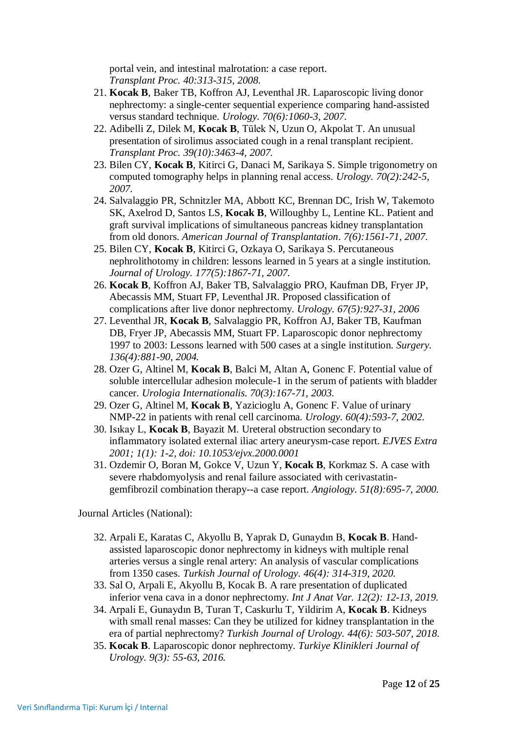portal vein, and intestinal malrotation: a case report. *Transplant Proc. 40:313-315, 2008.*

21. **Kocak B**, Baker TB, Koffron AJ, Leventhal JR. Laparoscopic living donor nephrectomy: a single-center sequential experience comparing hand-assisted versus standard technique. *Urology. 70(6):1060-3, 2007.*
22. Adibelli Z, Dilek M, **Kocak B**, Tülek N, Uzun O, Akpolat T. An unusual presentation of sirolimus associated cough in a renal transplant recipient. *Transplant Proc. 39(10):3463-4, 2007.*
23. Bilen CY, **Kocak B**, Kitirci G, Danaci M, Sarikaya S. Simple trigonometry on computed tomography helps in planning renal access. *Urology. 70(2):242-5, 2007.*
24. Salvalaggio PR, Schnitzler MA, Abbott KC, Brennan DC, Irish W, Takemoto SK, Axelrod D, Santos LS, **Kocak B**, Willoughby L, Lentine KL. Patient and graft survival implications of simultaneous pancreas kidney transplantation from old donors. *American Journal of Transplantation. 7(6):1561-71, 2007.*
25. Bilen CY, **Kocak B**, Kitirci G, Ozkaya O, Sarikaya S. Percutaneous nephrolithotomy in children: lessons learned in 5 years at a single institution. *Journal of Urology. 177(5):1867-71, 2007.*
26. **Kocak B**, Koffron AJ, Baker TB, Salvalaggio PRO, Kaufman DB, Fryer JP, Abecassis MM, Stuart FP, Leventhal JR. Proposed classification of complications after live donor nephrectomy. *Urology. 67(5):927-31, 2006*
27. Leventhal JR, **Kocak B**, Salvalaggio PR, Koffron AJ, Baker TB, Kaufman DB, Fryer JP, Abecassis MM, Stuart FP. Laparoscopic donor nephrectomy 1997 to 2003: Lessons learned with 500 cases at a single institution. *Surgery. 136(4):881-90, 2004.*
28. Ozer G, Altinel M, **Kocak B**, Balci M, Altan A, Gonenc F. Potential value of soluble intercellular adhesion molecule-1 in the serum of patients with bladder cancer. *Urologia Internationalis. 70(3):167-71, 2003.*
29. Ozer G, Altinel M, **Kocak B**, Yazicioglu A, Gonenc F. Value of urinary NMP-22 in patients with renal cell carcinoma. *Urology. 60(4):593-7, 2002.*
30. Isıkay L, **Kocak B**, Bayazit M. Ureteral obstruction secondary to inflammatory isolated external iliac artery aneurysm-case report. *EJVES Extra 2001; 1(1): 1-2, doi: 10.1053/ejvx.2000.0001*
31. Ozdemir O, Boran M, Gokce V, Uzun Y, **Kocak B**, Korkmaz S. A case with severe rhabdomyolysis and renal failure associated with cerivastatin-gemfibrozil combination therapy--a case report. *Angiology. 51(8):695-7, 2000.*

Journal Articles (National):

32. Arpali E, Karatas C, Akyollu B, Yaprak D, Gunaydın B, **Kocak B**. Hand-assisted laparoscopic donor nephrectomy in kidneys with multiple renal arteries versus a single renal artery: An analysis of vascular complications from 1350 cases. *Turkish Journal of Urology. 46(4): 314-319, 2020.*
33. Sal O, Arpali E, Akyollu B, Kocak B. A rare presentation of duplicated inferior vena cava in a donor nephrectomy. *Int J Anat Var. 12(2): 12-13, 2019.*
34. Arpali E, Gunaydın B, Turan T, Caskurlu T, Yildirim A, **Kocak B**. Kidneys with small renal masses: Can they be utilized for kidney transplantation in the era of partial nephrectomy? *Turkish Journal of Urology. 44(6): 503-507, 2018.*
35. **Kocak B**. Laparoscopic donor nephrectomy. *Turkiye Klinikleri Journal of Urology. 9(3): 55-63, 2016.*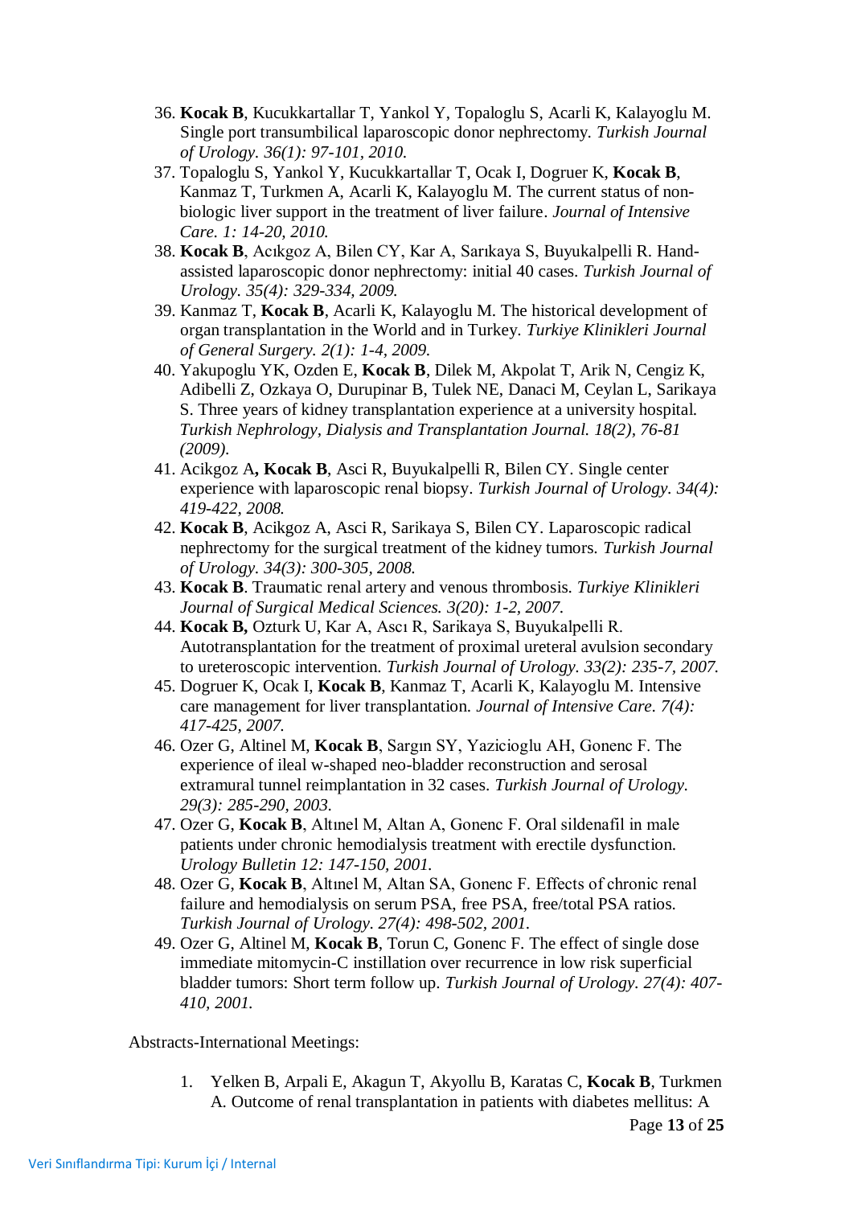36. **Kocak B**, Kucukkartallar T, Yankol Y, Topaloglu S, Acarli K, Kalayoglu M. Single port transumbilical laparoscopic donor nephrectomy. *Turkish Journal of Urology. 36(1): 97-101, 2010.*
37. Topaloglu S, Yankol Y, Kucukkartallar T, Ocak I, Dogruer K, **Kocak B**, Kanmaz T, Turkmen A, Acarli K, Kalayoglu M. The current status of non-biologic liver support in the treatment of liver failure. *Journal of Intensive Care. 1: 14-20, 2010.*
38. **Kocak B**, Acıkgoz A, Bilen CY, Kar A, Sarıkaya S, Buyukalpelli R. Hand-assisted laparoscopic donor nephrectomy: initial 40 cases. *Turkish Journal of Urology. 35(4): 329-334, 2009.*
39. Kanmaz T, **Kocak B**, Acarli K, Kalayoglu M. The historical development of organ transplantation in the World and in Turkey. *Turkiye Klinikleri Journal of General Surgery. 2(1): 1-4, 2009.*
40. Yakupoglu YK, Ozden E, **Kocak B**, Dilek M, Akpolat T, Arik N, Cengiz K, Adibelli Z, Ozkaya O, Durupinar B, Tulek NE, Danaci M, Ceylan L, Sarikaya S. Three years of kidney transplantation experience at a university hospital. *Turkish Nephrology, Dialysis and Transplantation Journal. 18(2), 76-81 (2009).*
41. Acikgoz A**, Kocak B**, Asci R, Buyukalpelli R, Bilen CY. Single center experience with laparoscopic renal biopsy. *Turkish Journal of Urology. 34(4): 419-422, 2008.*
42. **Kocak B**, Acikgoz A, Asci R, Sarikaya S, Bilen CY. Laparoscopic radical nephrectomy for the surgical treatment of the kidney tumors. *Turkish Journal of Urology. 34(3): 300-305, 2008.*
43. **Kocak B**. Traumatic renal artery and venous thrombosis. *Turkiye Klinikleri Journal of Surgical Medical Sciences. 3(20): 1-2, 2007.*
44. **Kocak B,** Ozturk U, Kar A, Ascı R, Sarikaya S, Buyukalpelli R. Autotransplantation for the treatment of proximal ureteral avulsion secondary to ureteroscopic intervention. *Turkish Journal of Urology. 33(2): 235-7, 2007.*
45. Dogruer K, Ocak I, **Kocak B**, Kanmaz T, Acarli K, Kalayoglu M. Intensive care management for liver transplantation. *Journal of Intensive Care. 7(4): 417-425, 2007.*
46. Ozer G, Altinel M, **Kocak B**, Sargın SY, Yazicioglu AH, Gonenc F. The experience of ileal w-shaped neo-bladder reconstruction and serosal extramural tunnel reimplantation in 32 cases. *Turkish Journal of Urology. 29(3): 285-290, 2003.*
47. Ozer G, **Kocak B**, Altınel M, Altan A, Gonenc F. Oral sildenafil in male patients under chronic hemodialysis treatment with erectile dysfunction. *Urology Bulletin 12: 147-150, 2001.*
48. Ozer G, **Kocak B**, Altınel M, Altan SA, Gonenc F. Effects of chronic renal failure and hemodialysis on serum PSA, free PSA, free/total PSA ratios. *Turkish Journal of Urology. 27(4): 498-502, 2001.*
49. Ozer G, Altinel M, **Kocak B**, Torun C, Gonenc F. The effect of single dose immediate mitomycin-C instillation over recurrence in low risk superficial bladder tumors: Short term follow up. *Turkish Journal of Urology. 27(4): 407-410, 2001.*

Abstracts-International Meetings:

1. Yelken B, Arpali E, Akagun T, Akyollu B, Karatas C, **Kocak B**, Turkmen A. Outcome of renal transplantation in patients with diabetes mellitus: A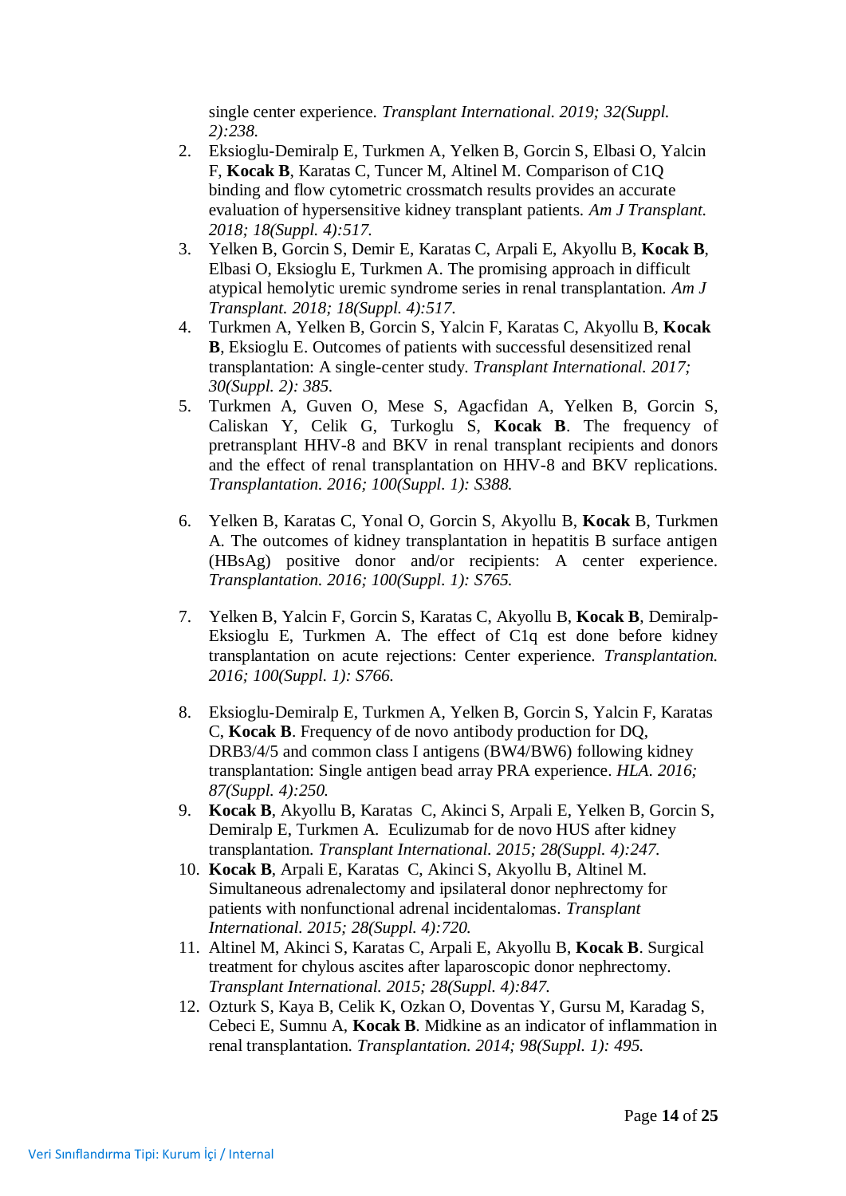single center experience. *Transplant International. 2019; 32(Suppl. 2):238.*

2. Eksioglu-Demiralp E, Turkmen A, Yelken B, Gorcin S, Elbasi O, Yalcin F, **Kocak B**, Karatas C, Tuncer M, Altinel M. Comparison of C1Q binding and flow cytometric crossmatch results provides an accurate evaluation of hypersensitive kidney transplant patients. *Am J Transplant. 2018; 18(Suppl. 4):517.*
3. Yelken B, Gorcin S, Demir E, Karatas C, Arpali E, Akyollu B, **Kocak B**, Elbasi O, Eksioglu E, Turkmen A. The promising approach in difficult atypical hemolytic uremic syndrome series in renal transplantation. *Am J Transplant. 2018; 18(Suppl. 4):517.*
4. Turkmen A, Yelken B, Gorcin S, Yalcin F, Karatas C, Akyollu B, **Kocak B**, Eksioglu E. Outcomes of patients with successful desensitized renal transplantation: A single-center study. *Transplant International. 2017; 30(Suppl. 2): 385.*
5. Turkmen A, Guven O, Mese S, Agacfidan A, Yelken B, Gorcin S, Caliskan Y, Celik G, Turkoglu S, **Kocak B**. The frequency of pretransplant HHV-8 and BKV in renal transplant recipients and donors and the effect of renal transplantation on HHV-8 and BKV replications. *Transplantation. 2016; 100(Suppl. 1): S388.*
6. Yelken B, Karatas C, Yonal O, Gorcin S, Akyollu B, **Kocak** B, Turkmen A. The outcomes of kidney transplantation in hepatitis B surface antigen (HBsAg) positive donor and/or recipients: A center experience. *Transplantation. 2016; 100(Suppl. 1): S765.*
7. Yelken B, Yalcin F, Gorcin S, Karatas C, Akyollu B, **Kocak B**, Demiralp-Eksioglu E, Turkmen A. The effect of C1q est done before kidney transplantation on acute rejections: Center experience. *Transplantation. 2016; 100(Suppl. 1): S766.*
8. Eksioglu-Demiralp E, Turkmen A, Yelken B, Gorcin S, Yalcin F, Karatas C, **Kocak B**. Frequency of de novo antibody production for DQ, DRB3/4/5 and common class I antigens (BW4/BW6) following kidney transplantation: Single antigen bead array PRA experience. *HLA. 2016; 87(Suppl. 4):250.*
9. **Kocak B**, Akyollu B, Karatas C, Akinci S, Arpali E, Yelken B, Gorcin S, Demiralp E, Turkmen A. Eculizumab for de novo HUS after kidney transplantation. *Transplant International. 2015; 28(Suppl. 4):247.*
10. **Kocak B**, Arpali E, Karatas C, Akinci S, Akyollu B, Altinel M. Simultaneous adrenalectomy and ipsilateral donor nephrectomy for patients with nonfunctional adrenal incidentalomas. *Transplant International. 2015; 28(Suppl. 4):720.*
11. Altinel M, Akinci S, Karatas C, Arpali E, Akyollu B, **Kocak B**. Surgical treatment for chylous ascites after laparoscopic donor nephrectomy. *Transplant International. 2015; 28(Suppl. 4):847.*
12. Ozturk S, Kaya B, Celik K, Ozkan O, Doventas Y, Gursu M, Karadag S, Cebeci E, Sumnu A, **Kocak B**. Midkine as an indicator of inflammation in renal transplantation. *Transplantation. 2014; 98(Suppl. 1): 495.*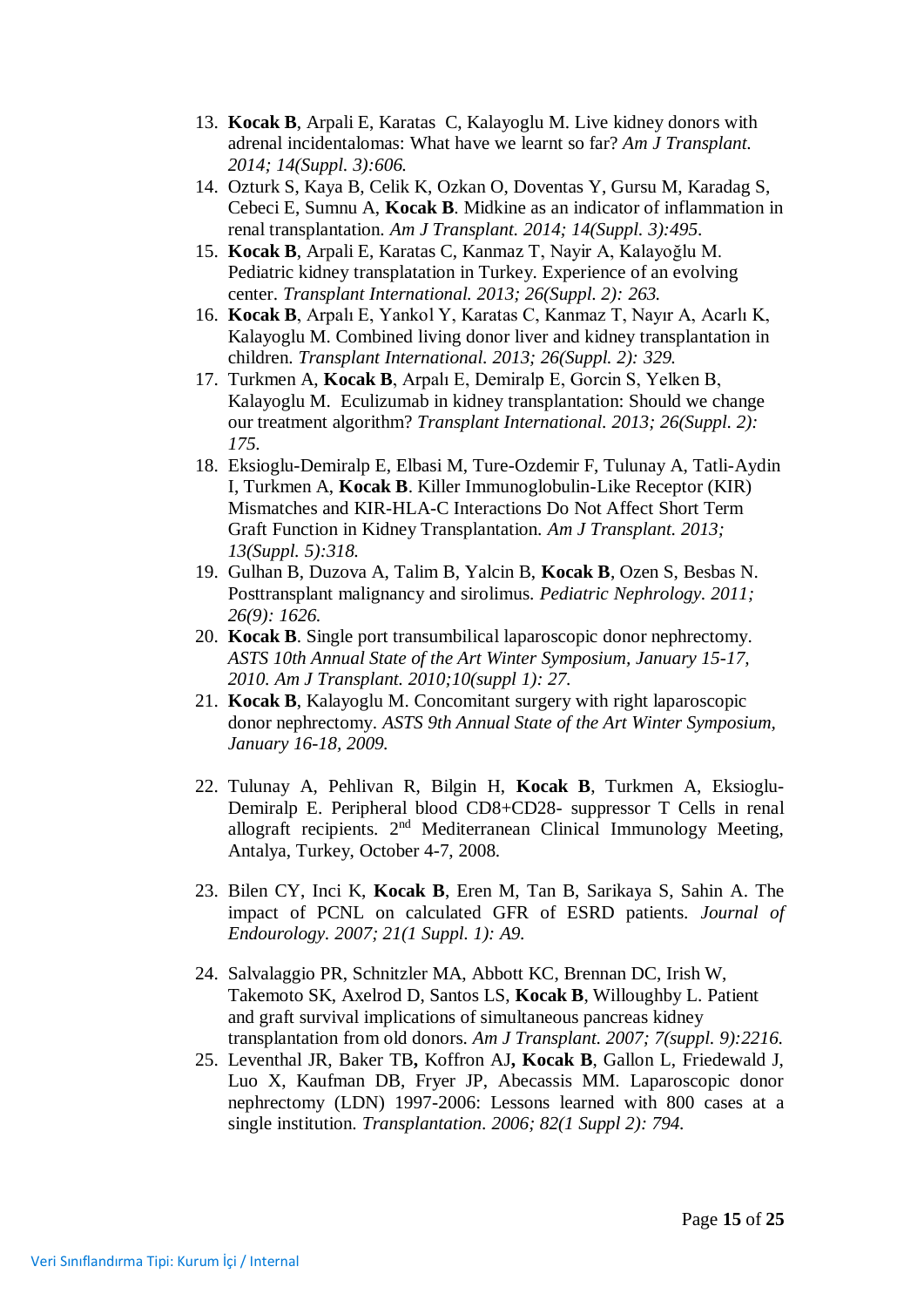13. **Kocak B**, Arpali E, Karatas C, Kalayoglu M. Live kidney donors with adrenal incidentalomas: What have we learnt so far? *Am J Transplant. 2014; 14(Suppl. 3):606.*
14. Ozturk S, Kaya B, Celik K, Ozkan O, Doventas Y, Gursu M, Karadag S, Cebeci E, Sumnu A, **Kocak B**. Midkine as an indicator of inflammation in renal transplantation. *Am J Transplant. 2014; 14(Suppl. 3):495.*
15. **Kocak B**, Arpali E, Karatas C, Kanmaz T, Nayir A, Kalayoğlu M. Pediatric kidney transplatation in Turkey. Experience of an evolving center. *Transplant International. 2013; 26(Suppl. 2): 263.*
16. **Kocak B**, Arpalı E, Yankol Y, Karatas C, Kanmaz T, Nayır A, Acarlı K, Kalayoglu M. Combined living donor liver and kidney transplantation in children. *Transplant International. 2013; 26(Suppl. 2): 329.*
17. Turkmen A, **Kocak B**, Arpalı E, Demiralp E, Gorcin S, Yelken B, Kalayoglu M. Eculizumab in kidney transplantation: Should we change our treatment algorithm? *Transplant International. 2013; 26(Suppl. 2): 175.*
18. Eksioglu-Demiralp E, Elbasi M, Ture-Ozdemir F, Tulunay A, Tatli-Aydin I, Turkmen A, **Kocak B**. Killer Immunoglobulin-Like Receptor (KIR) Mismatches and KIR-HLA-C Interactions Do Not Affect Short Term Graft Function in Kidney Transplantation. *Am J Transplant. 2013; 13(Suppl. 5):318.*
19. Gulhan B, Duzova A, Talim B, Yalcin B, **Kocak B**, Ozen S, Besbas N. Posttransplant malignancy and sirolimus. *Pediatric Nephrology. 2011; 26(9): 1626.*
20. **Kocak B**. Single port transumbilical laparoscopic donor nephrectomy. *ASTS 10th Annual State of the Art Winter Symposium, January 15-17, 2010. Am J Transplant. 2010;10(suppl 1): 27.*
21. **Kocak B**, Kalayoglu M. Concomitant surgery with right laparoscopic donor nephrectomy. *ASTS 9th Annual State of the Art Winter Symposium, January 16-18, 2009.*
22. Tulunay A, Pehlivan R, Bilgin H, **Kocak B**, Turkmen A, Eksioglu-Demiralp E. Peripheral blood CD8+CD28- suppressor T Cells in renal allograft recipients. 2nd Mediterranean Clinical Immunology Meeting, Antalya, Turkey, October 4-7, 2008.
23. Bilen CY, Inci K, **Kocak B**, Eren M, Tan B, Sarikaya S, Sahin A. The impact of PCNL on calculated GFR of ESRD patients. *Journal of Endourology. 2007; 21(1 Suppl. 1): A9.*
24. Salvalaggio PR, Schnitzler MA, Abbott KC, Brennan DC, Irish W, Takemoto SK, Axelrod D, Santos LS, **Kocak B**, Willoughby L. Patient and graft survival implications of simultaneous pancreas kidney transplantation from old donors. *Am J Transplant. 2007; 7(suppl. 9):2216.*
25. Leventhal JR, Baker TB**,** Koffron AJ**, Kocak B**, Gallon L, Friedewald J, Luo X, Kaufman DB, Fryer JP, Abecassis MM. Laparoscopic donor nephrectomy (LDN) 1997-2006: Lessons learned with 800 cases at a single institution. *Transplantation. 2006; 82(1 Suppl 2): 794.*

Veri Sınıflandırma Tipi: Kurum İçi / Internal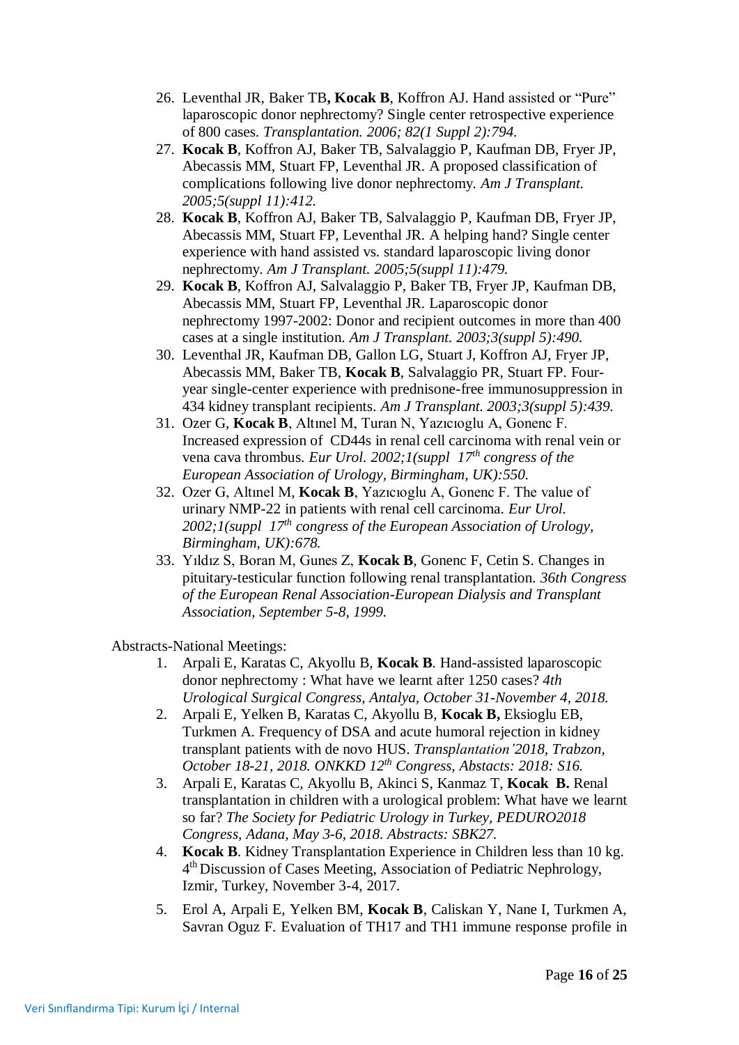26. Leventhal JR, Baker TB**, Kocak B**, Koffron AJ. Hand assisted or "Pure" laparoscopic donor nephrectomy? Single center retrospective experience of 800 cases. *Transplantation. 2006; 82(1 Suppl 2):794.*
27. **Kocak B**, Koffron AJ, Baker TB, Salvalaggio P, Kaufman DB, Fryer JP, Abecassis MM, Stuart FP, Leventhal JR. A proposed classification of complications following live donor nephrectomy. *Am J Transplant. 2005;5(suppl 11):412.*
28. **Kocak B**, Koffron AJ, Baker TB, Salvalaggio P, Kaufman DB, Fryer JP, Abecassis MM, Stuart FP, Leventhal JR. A helping hand? Single center experience with hand assisted vs. standard laparoscopic living donor nephrectomy. *Am J Transplant. 2005;5(suppl 11):479.*
29. **Kocak B**, Koffron AJ, Salvalaggio P, Baker TB, Fryer JP, Kaufman DB, Abecassis MM, Stuart FP, Leventhal JR. Laparoscopic donor nephrectomy 1997-2002: Donor and recipient outcomes in more than 400 cases at a single institution. *Am J Transplant. 2003;3(suppl 5):490.*
30. Leventhal JR, Kaufman DB, Gallon LG, Stuart J, Koffron AJ, Fryer JP, Abecassis MM, Baker TB, **Kocak B**, Salvalaggio PR, Stuart FP. Four-year single-center experience with prednisone-free immunosuppression in 434 kidney transplant recipients. *Am J Transplant. 2003;3(suppl 5):439.*
31. Ozer G, **Kocak B**, Altınel M, Turan N, Yazıcıoglu A, Gonenc F. Increased expression of CD44s in renal cell carcinoma with renal vein or vena cava thrombus. *Eur Urol. 2002;1(suppl 17th congress of the European Association of Urology, Birmingham, UK):550.*
32. Ozer G, Altınel M, **Kocak B**, Yazıcıoglu A, Gonenc F. The value of urinary NMP-22 in patients with renal cell carcinoma. *Eur Urol. 2002;1(suppl 17th congress of the European Association of Urology, Birmingham, UK):678.*
33. Yıldız S, Boran M, Gunes Z, **Kocak B**, Gonenc F, Cetin S. Changes in pituitary-testicular function following renal transplantation. *36th Congress of the European Renal Association-European Dialysis and Transplant Association, September 5-8, 1999.*

Abstracts-National Meetings:

1. Arpali E, Karatas C, Akyollu B, **Kocak B**. Hand-assisted laparoscopic donor nephrectomy : What have we learnt after 1250 cases? *4th Urological Surgical Congress, Antalya, October 31-November 4, 2018.*
2. Arpali E, Yelken B, Karatas C, Akyollu B, **Kocak B,** Eksioglu EB, Turkmen A. Frequency of DSA and acute humoral rejection in kidney transplant patients with de novo HUS. *Transplantation'2018, Trabzon, October 18-21, 2018. ONKKD 12th Congress, Abstacts: 2018: S16.*
3. Arpali E, Karatas C, Akyollu B, Akinci S, Kanmaz T, **Kocak B.** Renal transplantation in children with a urological problem: What have we learnt so far? *The Society for Pediatric Urology in Turkey, PEDURO2018 Congress, Adana, May 3-6, 2018. Abstracts: SBK27.*
4. **Kocak B**. Kidney Transplantation Experience in Children less than 10 kg. 4th Discussion of Cases Meeting, Association of Pediatric Nephrology, Izmir, Turkey, November 3-4, 2017.
5. Erol A, Arpali E, Yelken BM, **Kocak B**, Caliskan Y, Nane I, Turkmen A, Savran Oguz F. Evaluation of TH17 and TH1 immune response profile in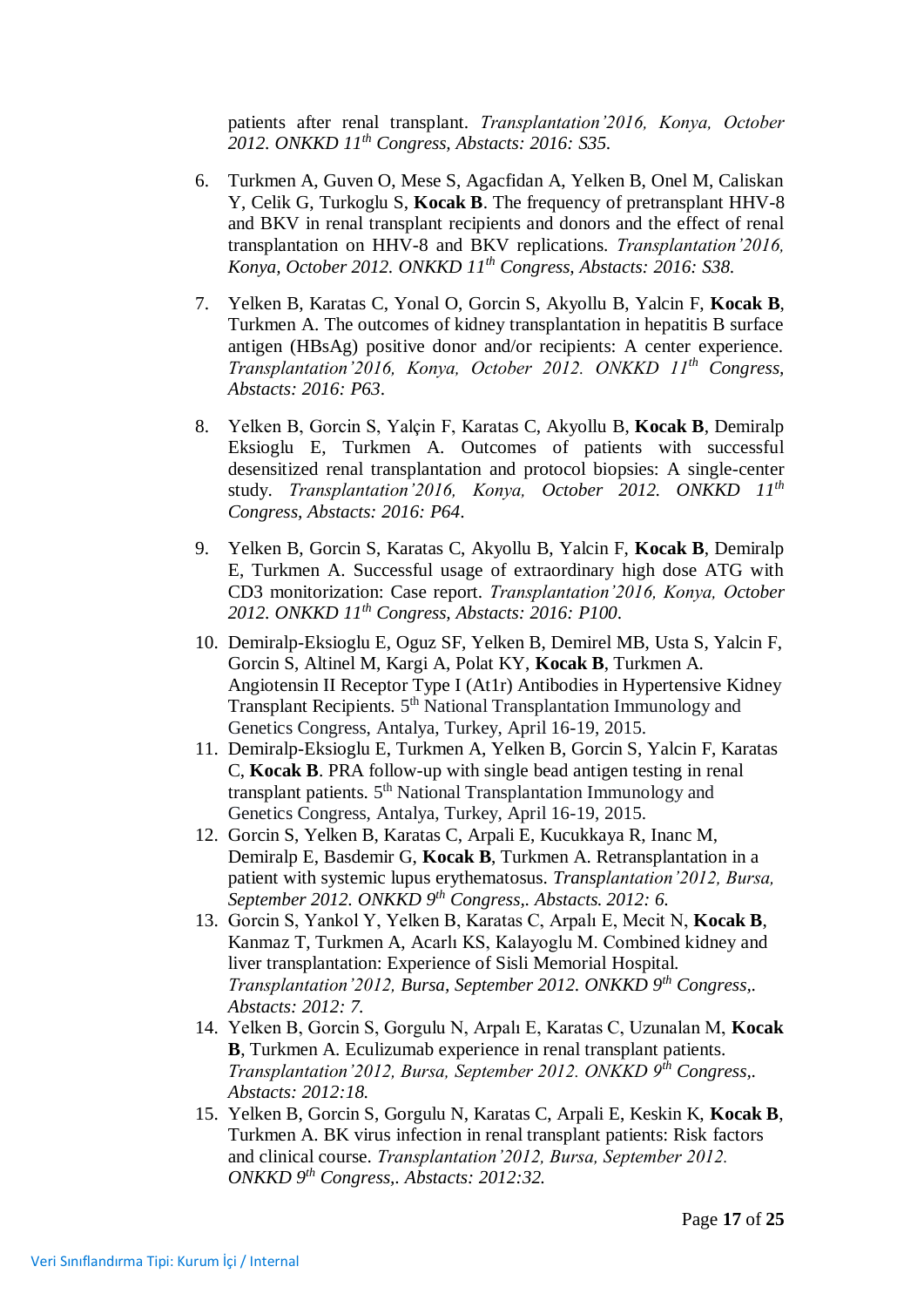patients after renal transplant. *Transplantation'2016, Konya, October 2012. ONKKD 11$^{th}$ Congress, Abstacts: 2016: S35.*

6. Turkmen A, Guven O, Mese S, Agacfidan A, Yelken B, Onel M, Caliskan Y, Celik G, Turkoglu S, **Kocak B**. The frequency of pretransplant HHV-8 and BKV in renal transplant recipients and donors and the effect of renal transplantation on HHV-8 and BKV replications. *Transplantation'2016, Konya, October 2012. ONKKD 11$^{th}$ Congress, Abstacts: 2016: S38.*

7. Yelken B, Karatas C, Yonal O, Gorcin S, Akyollu B, Yalcin F, **Kocak B**, Turkmen A. The outcomes of kidney transplantation in hepatitis B surface antigen (HBsAg) positive donor and/or recipients: A center experience. *Transplantation'2016, Konya, October 2012. ONKKD 11$^{th}$ Congress, Abstacts: 2016: P63.*

8. Yelken B, Gorcin S, Yalçin F, Karatas C, Akyollu B, **Kocak B**, Demiralp Eksioglu E, Turkmen A. Outcomes of patients with successful desensitized renal transplantation and protocol biopsies: A single-center study. *Transplantation'2016, Konya, October 2012. ONKKD 11$^{th}$ Congress, Abstacts: 2016: P64.*

9. Yelken B, Gorcin S, Karatas C, Akyollu B, Yalcin F, **Kocak B**, Demiralp E, Turkmen A. Successful usage of extraordinary high dose ATG with CD3 monitorization: Case report. *Transplantation'2016, Konya, October 2012. ONKKD 11$^{th}$ Congress, Abstacts: 2016: P100.*

10. Demiralp-Eksioglu E, Oguz SF, Yelken B, Demirel MB, Usta S, Yalcin F, Gorcin S, Altinel M, Kargi A, Polat KY, **Kocak B**, Turkmen A. Angiotensin II Receptor Type I (At1r) Antibodies in Hypertensive Kidney Transplant Recipients. 5$^{th}$ National Transplantation Immunology and Genetics Congress, Antalya, Turkey, April 16-19, 2015.

11. Demiralp-Eksioglu E, Turkmen A, Yelken B, Gorcin S, Yalcin F, Karatas C, **Kocak B**. PRA follow-up with single bead antigen testing in renal transplant patients. 5$^{th}$ National Transplantation Immunology and Genetics Congress, Antalya, Turkey, April 16-19, 2015.

12. Gorcin S, Yelken B, Karatas C, Arpali E, Kucukkaya R, Inanc M, Demiralp E, Basdemir G, **Kocak B**, Turkmen A. Retransplantation in a patient with systemic lupus erythematosus. *Transplantation'2012, Bursa, September 2012. ONKKD 9$^{th}$ Congress,. Abstacts. 2012: 6.*

13. Gorcin S, Yankol Y, Yelken B, Karatas C, Arpalı E, Mecit N, **Kocak B**, Kanmaz T, Turkmen A, Acarlı KS, Kalayoglu M. Combined kidney and liver transplantation: Experience of Sisli Memorial Hospital. *Transplantation'2012, Bursa, September 2012. ONKKD 9$^{th}$ Congress,. Abstacts: 2012: 7.*

14. Yelken B, Gorcin S, Gorgulu N, Arpalı E, Karatas C, Uzunalan M, **Kocak B**, Turkmen A. Eculizumab experience in renal transplant patients. *Transplantation'2012, Bursa, September 2012. ONKKD 9$^{th}$ Congress,. Abstacts: 2012:18.*

15. Yelken B, Gorcin S, Gorgulu N, Karatas C, Arpali E, Keskin K, **Kocak B**, Turkmen A. BK virus infection in renal transplant patients: Risk factors and clinical course. *Transplantation'2012, Bursa, September 2012. ONKKD 9$^{th}$ Congress,. Abstacts: 2012:32.*

Veri Sınıflandırma Tipi: Kurum İçi / Internal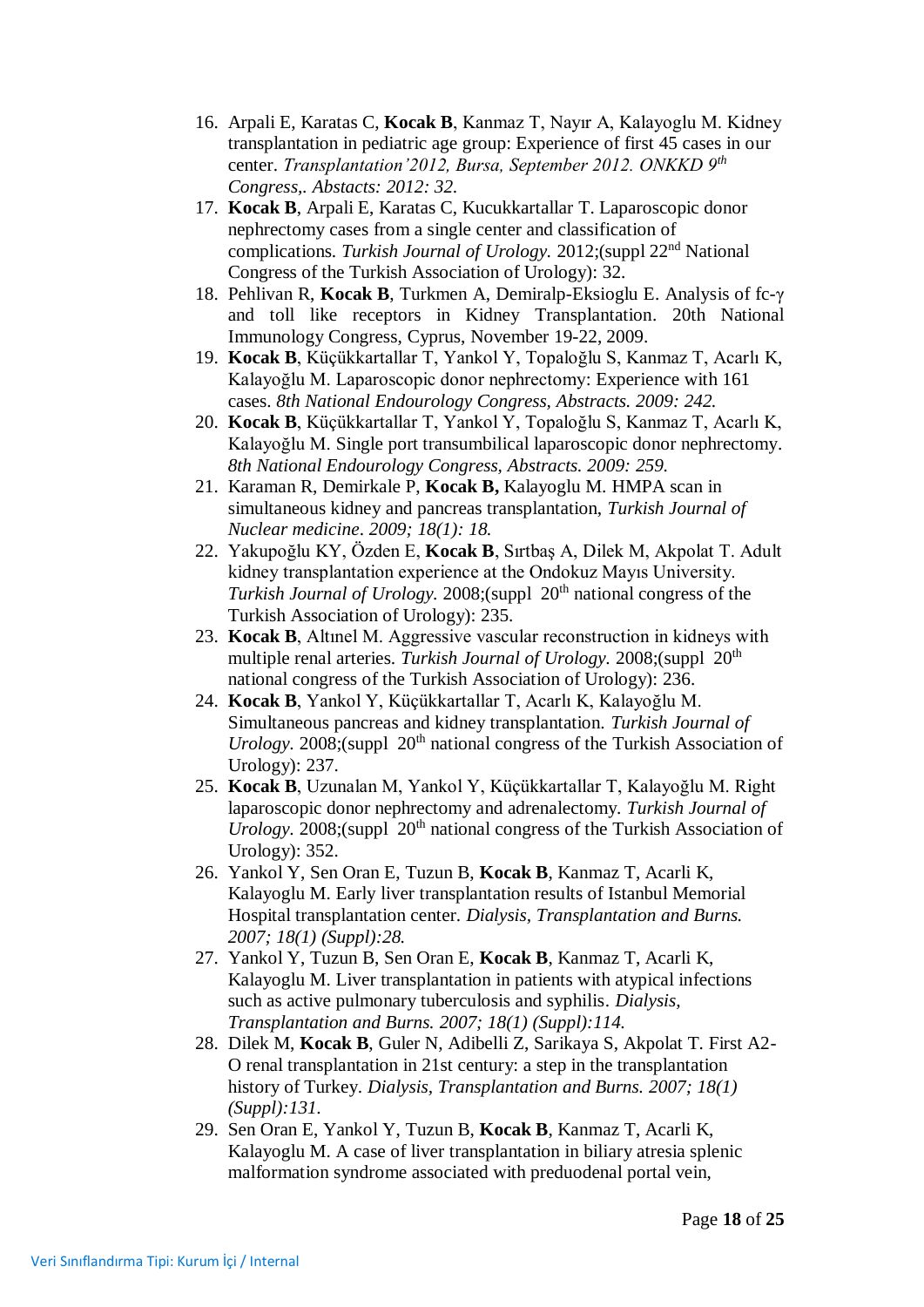16. Arpali E, Karatas C, **Kocak B**, Kanmaz T, Nayır A, Kalayoglu M. Kidney transplantation in pediatric age group: Experience of first 45 cases in our center. *Transplantation'2012, Bursa, September 2012. ONKKD 9th Congress,. Abstacts: 2012: 32.*
17. **Kocak B**, Arpali E, Karatas C, Kucukkartallar T. Laparoscopic donor nephrectomy cases from a single center and classification of complications. *Turkish Journal of Urology.* 2012;(suppl 22nd National Congress of the Turkish Association of Urology): 32.
18. Pehlivan R, **Kocak B**, Turkmen A, Demiralp-Eksioglu E. Analysis of fc-γ and toll like receptors in Kidney Transplantation. 20th National Immunology Congress, Cyprus, November 19-22, 2009.
19. **Kocak B**, Küçükkartallar T, Yankol Y, Topaloğlu S, Kanmaz T, Acarlı K, Kalayoğlu M. Laparoscopic donor nephrectomy: Experience with 161 cases. *8th National Endourology Congress, Abstracts. 2009: 242.*
20. **Kocak B**, Küçükkartallar T, Yankol Y, Topaloğlu S, Kanmaz T, Acarlı K, Kalayoğlu M. Single port transumbilical laparoscopic donor nephrectomy. *8th National Endourology Congress, Abstracts. 2009: 259.*
21. Karaman R, Demirkale P, **Kocak B,** Kalayoglu M. HMPA scan in simultaneous kidney and pancreas transplantation, *Turkish Journal of Nuclear medicine. 2009; 18(1): 18.*
22. Yakupoğlu KY, Özden E, **Kocak B**, Sırtbaş A, Dilek M, Akpolat T. Adult kidney transplantation experience at the Ondokuz Mayıs University. *Turkish Journal of Urology.* 2008;(suppl 20th national congress of the Turkish Association of Urology): 235.
23. **Kocak B**, Altınel M. Aggressive vascular reconstruction in kidneys with multiple renal arteries. *Turkish Journal of Urology.* 2008;(suppl 20th national congress of the Turkish Association of Urology): 236.
24. **Kocak B**, Yankol Y, Küçükkartallar T, Acarlı K, Kalayoğlu M. Simultaneous pancreas and kidney transplantation. *Turkish Journal of Urology.* 2008;(suppl 20th national congress of the Turkish Association of Urology): 237.
25. **Kocak B**, Uzunalan M, Yankol Y, Küçükkartallar T, Kalayoğlu M. Right laparoscopic donor nephrectomy and adrenalectomy. *Turkish Journal of Urology.* 2008;(suppl 20th national congress of the Turkish Association of Urology): 352.
26. Yankol Y, Sen Oran E, Tuzun B, **Kocak B**, Kanmaz T, Acarli K, Kalayoglu M. Early liver transplantation results of Istanbul Memorial Hospital transplantation center. *Dialysis, Transplantation and Burns. 2007; 18(1) (Suppl):28.*
27. Yankol Y, Tuzun B, Sen Oran E, **Kocak B**, Kanmaz T, Acarli K, Kalayoglu M. Liver transplantation in patients with atypical infections such as active pulmonary tuberculosis and syphilis. *Dialysis, Transplantation and Burns. 2007; 18(1) (Suppl):114.*
28. Dilek M, **Kocak B**, Guler N, Adibelli Z, Sarikaya S, Akpolat T. First A2-O renal transplantation in 21st century: a step in the transplantation history of Turkey. *Dialysis, Transplantation and Burns. 2007; 18(1) (Suppl):131.*
29. Sen Oran E, Yankol Y, Tuzun B, **Kocak B**, Kanmaz T, Acarli K, Kalayoglu M. A case of liver transplantation in biliary atresia splenic malformation syndrome associated with preduodenal portal vein,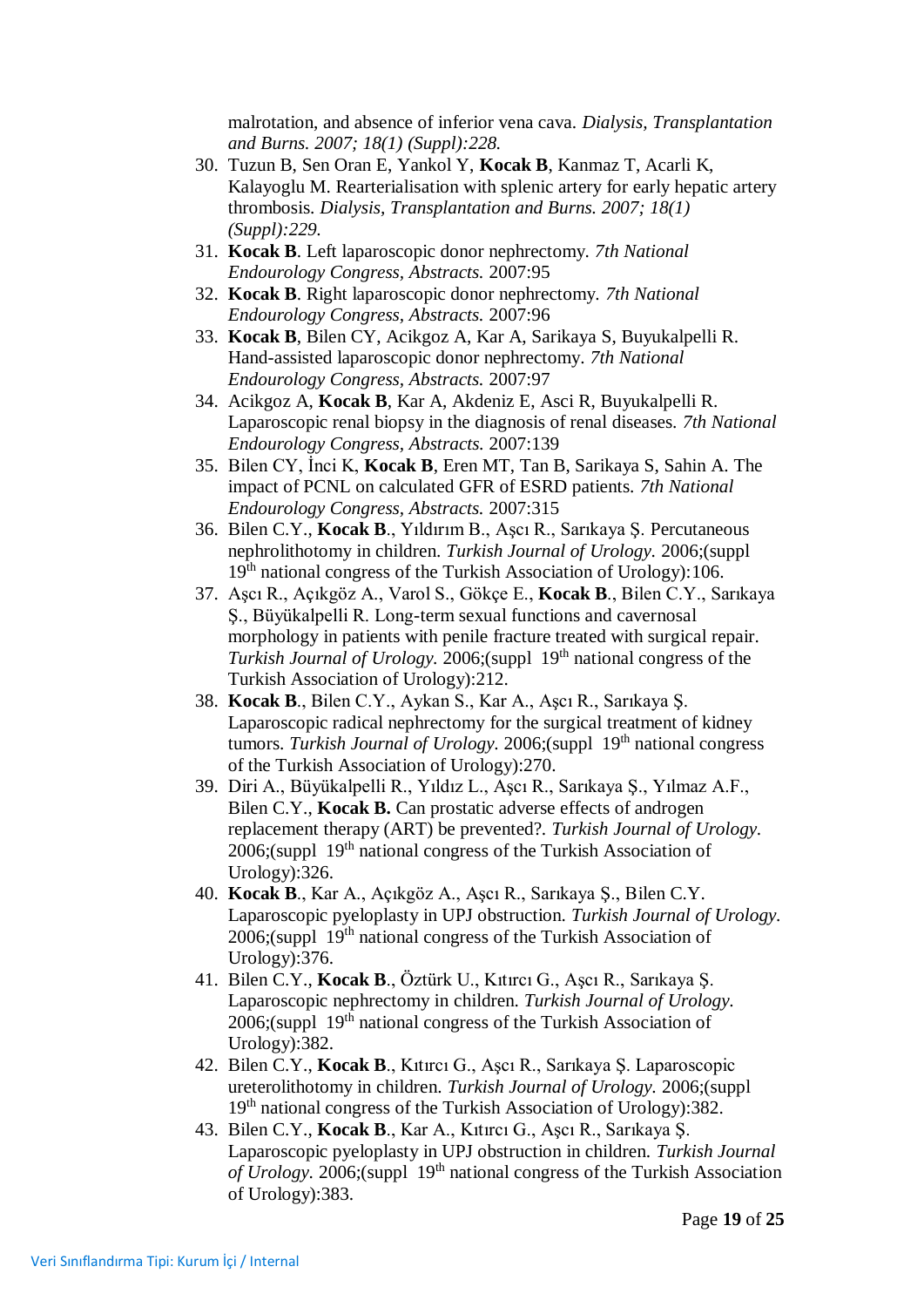malrotation, and absence of inferior vena cava. *Dialysis, Transplantation and Burns. 2007; 18(1) (Suppl):228.*

30. Tuzun B, Sen Oran E, Yankol Y, **Kocak B**, Kanmaz T, Acarli K, Kalayoglu M. Rearterialisation with splenic artery for early hepatic artery thrombosis. *Dialysis, Transplantation and Burns. 2007; 18(1) (Suppl):229.*
31. **Kocak B**. Left laparoscopic donor nephrectomy. *7th National Endourology Congress, Abstracts.* 2007:95
32. **Kocak B**. Right laparoscopic donor nephrectomy. *7th National Endourology Congress, Abstracts.* 2007:96
33. **Kocak B**, Bilen CY, Acikgoz A, Kar A, Sarikaya S, Buyukalpelli R. Hand-assisted laparoscopic donor nephrectomy. *7th National Endourology Congress, Abstracts.* 2007:97
34. Acikgoz A, **Kocak B**, Kar A, Akdeniz E, Asci R, Buyukalpelli R. Laparoscopic renal biopsy in the diagnosis of renal diseases. *7th National Endourology Congress, Abstracts.* 2007:139
35. Bilen CY, İnci K, **Kocak B**, Eren MT, Tan B, Sarikaya S, Sahin A. The impact of PCNL on calculated GFR of ESRD patients. *7th National Endourology Congress, Abstracts.* 2007:315
36. Bilen C.Y., **Kocak B**., Yıldırım B., Aşcı R., Sarıkaya Ş. Percutaneous nephrolithotomy in children. *Turkish Journal of Urology.* 2006;(suppl 19th national congress of the Turkish Association of Urology):106.
37. Aşcı R., Açıkgöz A., Varol S., Gökçe E., **Kocak B**., Bilen C.Y., Sarıkaya Ş., Büyükalpelli R. Long-term sexual functions and cavernosal morphology in patients with penile fracture treated with surgical repair. *Turkish Journal of Urology.* 2006;(suppl 19th national congress of the Turkish Association of Urology):212.
38. **Kocak B**., Bilen C.Y., Aykan S., Kar A., Aşcı R., Sarıkaya Ş. Laparoscopic radical nephrectomy for the surgical treatment of kidney tumors. *Turkish Journal of Urology.* 2006;(suppl 19th national congress of the Turkish Association of Urology):270.
39. Diri A., Büyükalpelli R., Yıldız L., Aşcı R., Sarıkaya Ş., Yılmaz A.F., Bilen C.Y., **Kocak B.** Can prostatic adverse effects of androgen replacement therapy (ART) be prevented?. *Turkish Journal of Urology.* 2006;(suppl 19th national congress of the Turkish Association of Urology):326.
40. **Kocak B**., Kar A., Açıkgöz A., Aşcı R., Sarıkaya Ş., Bilen C.Y. Laparoscopic pyeloplasty in UPJ obstruction. *Turkish Journal of Urology.* 2006;(suppl 19th national congress of the Turkish Association of Urology):376.
41. Bilen C.Y., **Kocak B**., Öztürk U., Kıtırcı G., Aşcı R., Sarıkaya Ş. Laparoscopic nephrectomy in children. *Turkish Journal of Urology.* 2006;(suppl 19th national congress of the Turkish Association of Urology):382.
42. Bilen C.Y., **Kocak B**., Kıtırcı G., Aşcı R., Sarıkaya Ş. Laparoscopic ureterolithotomy in children. *Turkish Journal of Urology.* 2006;(suppl 19th national congress of the Turkish Association of Urology):382.
43. Bilen C.Y., **Kocak B**., Kar A., Kıtırcı G., Aşcı R., Sarıkaya Ş. Laparoscopic pyeloplasty in UPJ obstruction in children. *Turkish Journal of Urology.* 2006;(suppl 19th national congress of the Turkish Association of Urology):383.

Veri Sınıflandırma Tipi: Kurum İçi / Internal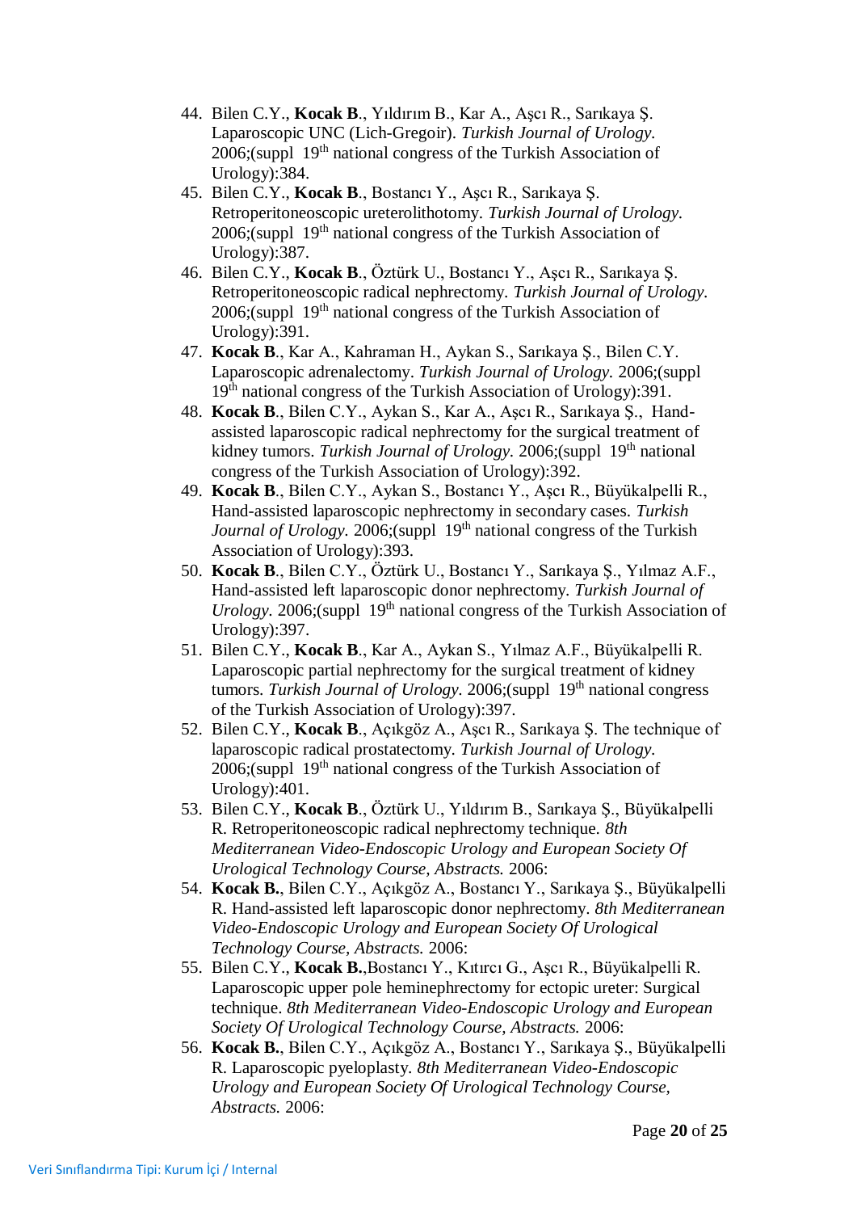44. Bilen C.Y., **Kocak B**., Yıldırım B., Kar A., Aşcı R., Sarıkaya Ş. Laparoscopic UNC (Lich-Gregoir). *Turkish Journal of Urology.* 2006;(suppl 19th national congress of the Turkish Association of Urology):384.
45. Bilen C.Y., **Kocak B**., Bostancı Y., Aşcı R., Sarıkaya Ş. Retroperitoneoscopic ureterolithotomy. *Turkish Journal of Urology.* 2006;(suppl 19th national congress of the Turkish Association of Urology):387.
46. Bilen C.Y., **Kocak B**., Öztürk U., Bostancı Y., Aşcı R., Sarıkaya Ş. Retroperitoneoscopic radical nephrectomy. *Turkish Journal of Urology.* 2006;(suppl 19th national congress of the Turkish Association of Urology):391.
47. **Kocak B**., Kar A., Kahraman H., Aykan S., Sarıkaya Ş., Bilen C.Y. Laparoscopic adrenalectomy. *Turkish Journal of Urology.* 2006;(suppl 19th national congress of the Turkish Association of Urology):391.
48. **Kocak B**., Bilen C.Y., Aykan S., Kar A., Aşcı R., Sarıkaya Ş., Hand-assisted laparoscopic radical nephrectomy for the surgical treatment of kidney tumors. *Turkish Journal of Urology.* 2006;(suppl 19th national congress of the Turkish Association of Urology):392.
49. **Kocak B**., Bilen C.Y., Aykan S., Bostancı Y., Aşcı R., Büyükalpelli R., Hand-assisted laparoscopic nephrectomy in secondary cases. *Turkish Journal of Urology.* 2006;(suppl 19th national congress of the Turkish Association of Urology):393.
50. **Kocak B**., Bilen C.Y., Öztürk U., Bostancı Y., Sarıkaya Ş., Yılmaz A.F., Hand-assisted left laparoscopic donor nephrectomy. *Turkish Journal of Urology.* 2006;(suppl 19th national congress of the Turkish Association of Urology):397.
51. Bilen C.Y., **Kocak B**., Kar A., Aykan S., Yılmaz A.F., Büyükalpelli R. Laparoscopic partial nephrectomy for the surgical treatment of kidney tumors. *Turkish Journal of Urology.* 2006;(suppl 19th national congress of the Turkish Association of Urology):397.
52. Bilen C.Y., **Kocak B**., Açıkgöz A., Aşcı R., Sarıkaya Ş. The technique of laparoscopic radical prostatectomy. *Turkish Journal of Urology.* 2006;(suppl 19th national congress of the Turkish Association of Urology):401.
53. Bilen C.Y., **Kocak B**., Öztürk U., Yıldırım B., Sarıkaya Ş., Büyükalpelli R. Retroperitoneoscopic radical nephrectomy technique. *8th Mediterranean Video-Endoscopic Urology and European Society Of Urological Technology Course, Abstracts.* 2006:
54. **Kocak B.**, Bilen C.Y., Açıkgöz A., Bostancı Y., Sarıkaya Ş., Büyükalpelli R. Hand-assisted left laparoscopic donor nephrectomy. *8th Mediterranean Video-Endoscopic Urology and European Society Of Urological Technology Course, Abstracts.* 2006:
55. Bilen C.Y., **Kocak B.**,Bostancı Y., Kıtırcı G., Aşcı R., Büyükalpelli R. Laparoscopic upper pole heminephrectomy for ectopic ureter: Surgical technique. *8th Mediterranean Video-Endoscopic Urology and European Society Of Urological Technology Course, Abstracts.* 2006:
56. **Kocak B.**, Bilen C.Y., Açıkgöz A., Bostancı Y., Sarıkaya Ş., Büyükalpelli R. Laparoscopic pyeloplasty. *8th Mediterranean Video-Endoscopic Urology and European Society Of Urological Technology Course, Abstracts.* 2006: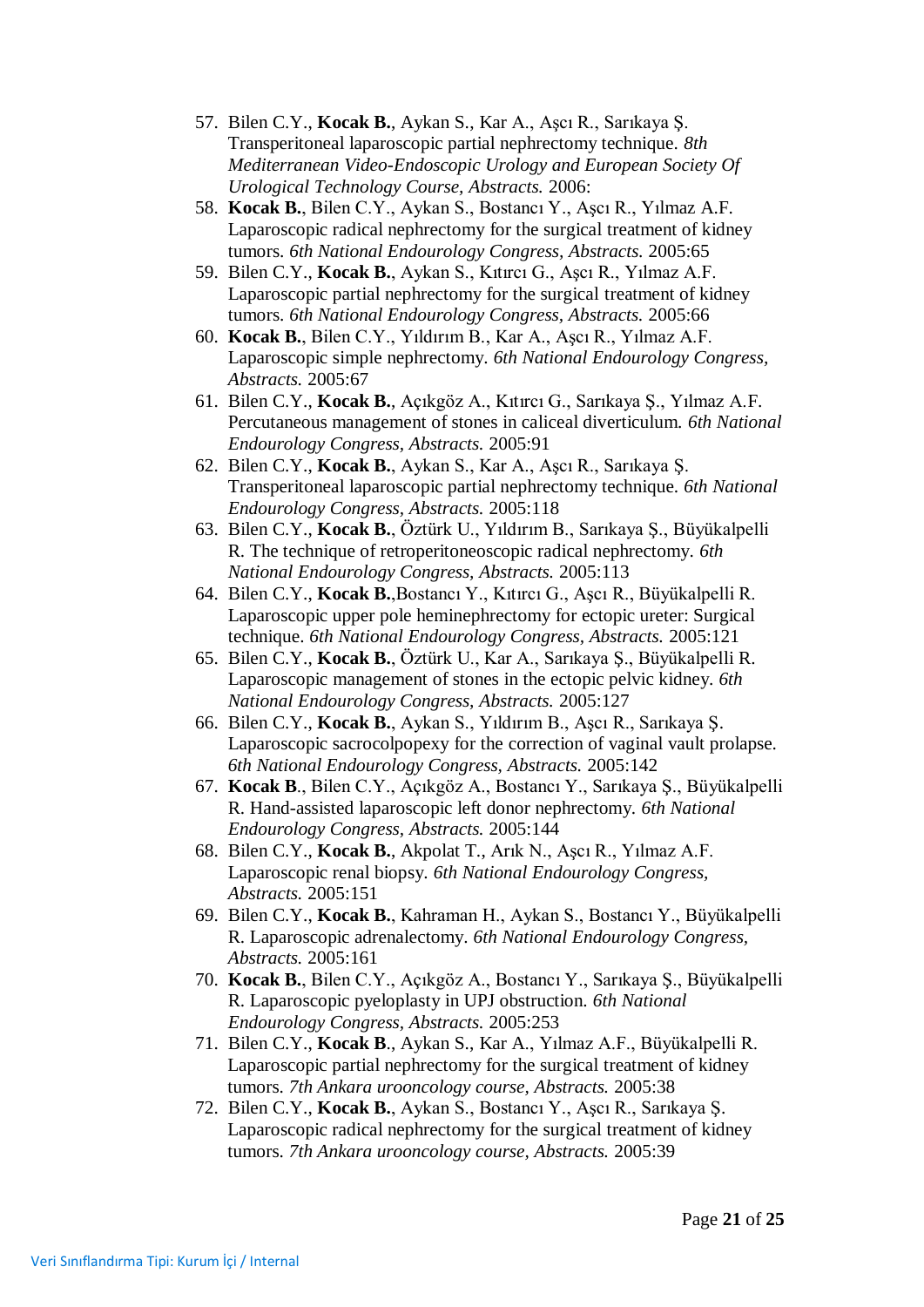57. Bilen C.Y., **Kocak B.**, Aykan S., Kar A., Aşcı R., Sarıkaya Ş. Transperitoneal laparoscopic partial nephrectomy technique. *8th Mediterranean Video-Endoscopic Urology and European Society Of Urological Technology Course, Abstracts.* 2006:
58. **Kocak B.**, Bilen C.Y., Aykan S., Bostancı Y., Aşcı R., Yılmaz A.F. Laparoscopic radical nephrectomy for the surgical treatment of kidney tumors. *6th National Endourology Congress, Abstracts.* 2005:65
59. Bilen C.Y., **Kocak B.**, Aykan S., Kıtırcı G., Aşcı R., Yılmaz A.F. Laparoscopic partial nephrectomy for the surgical treatment of kidney tumors. *6th National Endourology Congress, Abstracts.* 2005:66
60. **Kocak B.**, Bilen C.Y., Yıldırım B., Kar A., Aşcı R., Yılmaz A.F. Laparoscopic simple nephrectomy. *6th National Endourology Congress, Abstracts.* 2005:67
61. Bilen C.Y., **Kocak B.**, Açıkgöz A., Kıtırcı G., Sarıkaya Ş., Yılmaz A.F. Percutaneous management of stones in caliceal diverticulum. *6th National Endourology Congress, Abstracts.* 2005:91
62. Bilen C.Y., **Kocak B.**, Aykan S., Kar A., Aşcı R., Sarıkaya Ş. Transperitoneal laparoscopic partial nephrectomy technique. *6th National Endourology Congress, Abstracts.* 2005:118
63. Bilen C.Y., **Kocak B.**, Öztürk U., Yıldırım B., Sarıkaya Ş., Büyükalpelli R. The technique of retroperitoneoscopic radical nephrectomy. *6th National Endourology Congress, Abstracts.* 2005:113
64. Bilen C.Y., **Kocak B.**,Bostancı Y., Kıtırcı G., Aşcı R., Büyükalpelli R. Laparoscopic upper pole heminephrectomy for ectopic ureter: Surgical technique. *6th National Endourology Congress, Abstracts.* 2005:121
65. Bilen C.Y., **Kocak B.**, Öztürk U., Kar A., Sarıkaya Ş., Büyükalpelli R. Laparoscopic management of stones in the ectopic pelvic kidney. *6th National Endourology Congress, Abstracts.* 2005:127
66. Bilen C.Y., **Kocak B.**, Aykan S., Yıldırım B., Aşcı R., Sarıkaya Ş. Laparoscopic sacrocolpopexy for the correction of vaginal vault prolapse. *6th National Endourology Congress, Abstracts.* 2005:142
67. **Kocak B**., Bilen C.Y., Açıkgöz A., Bostancı Y., Sarıkaya Ş., Büyükalpelli R. Hand-assisted laparoscopic left donor nephrectomy. *6th National Endourology Congress, Abstracts.* 2005:144
68. Bilen C.Y., **Kocak B.**, Akpolat T., Arık N., Aşcı R., Yılmaz A.F. Laparoscopic renal biopsy. *6th National Endourology Congress, Abstracts.* 2005:151
69. Bilen C.Y., **Kocak B.**, Kahraman H., Aykan S., Bostancı Y., Büyükalpelli R. Laparoscopic adrenalectomy. *6th National Endourology Congress, Abstracts.* 2005:161
70. **Kocak B.**, Bilen C.Y., Açıkgöz A., Bostancı Y., Sarıkaya Ş., Büyükalpelli R. Laparoscopic pyeloplasty in UPJ obstruction. *6th National Endourology Congress, Abstracts.* 2005:253
71. Bilen C.Y., **Kocak B**., Aykan S., Kar A., Yılmaz A.F., Büyükalpelli R. Laparoscopic partial nephrectomy for the surgical treatment of kidney tumors. *7th Ankara urooncology course, Abstracts.* 2005:38
72. Bilen C.Y., **Kocak B.**, Aykan S., Bostancı Y., Aşcı R., Sarıkaya Ş. Laparoscopic radical nephrectomy for the surgical treatment of kidney tumors. *7th Ankara urooncology course, Abstracts.* 2005:39

Veri Sınıflandırma Tipi: Kurum İçi / Internal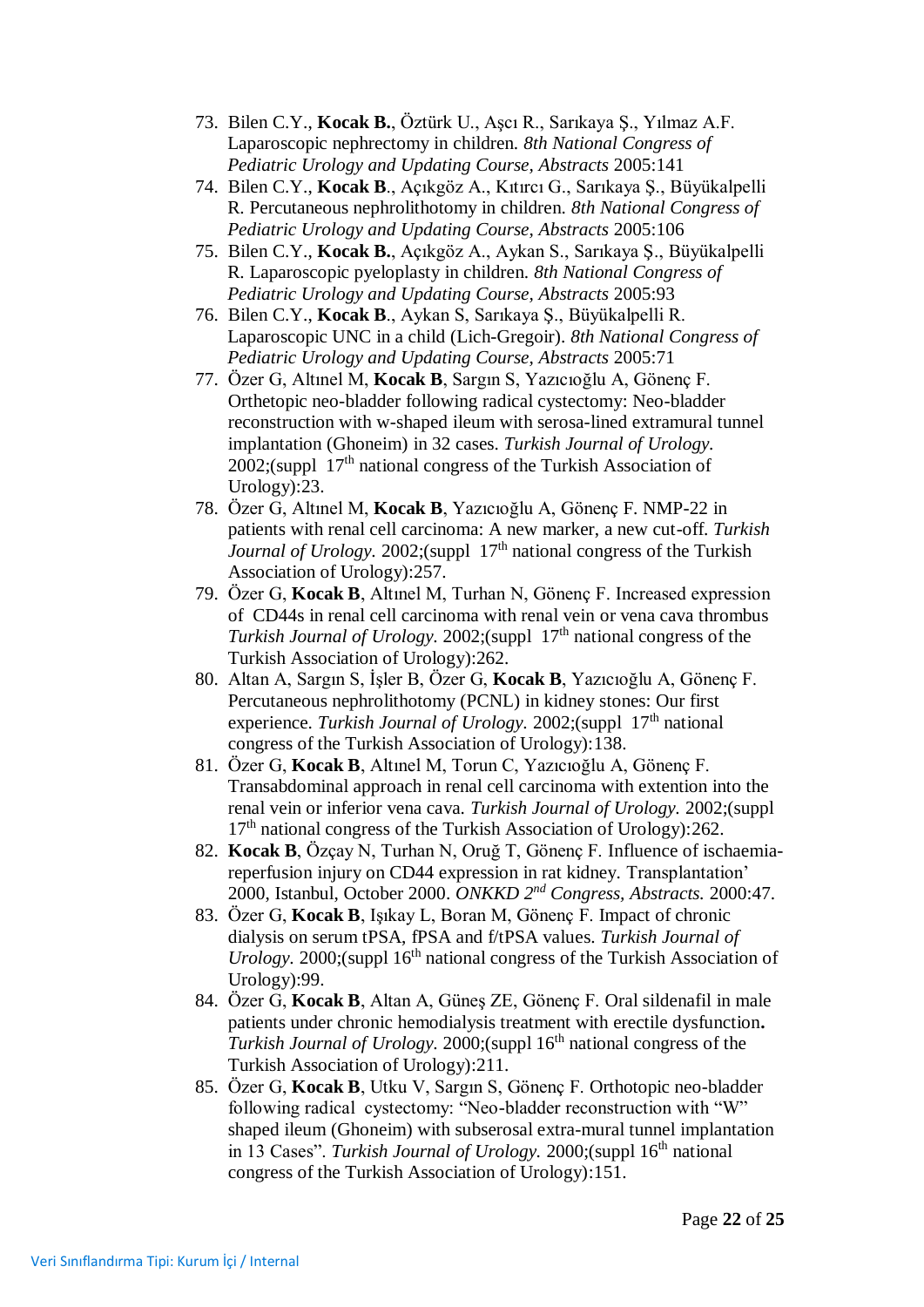73. Bilen C.Y., **Kocak B.**, Öztürk U., Aşcı R., Sarıkaya Ş., Yılmaz A.F. Laparoscopic nephrectomy in children. *8th National Congress of Pediatric Urology and Updating Course, Abstracts* 2005:141
74. Bilen C.Y., **Kocak B**., Açıkgöz A., Kıtırcı G., Sarıkaya Ş., Büyükalpelli R. Percutaneous nephrolithotomy in children. *8th National Congress of Pediatric Urology and Updating Course, Abstracts* 2005:106
75. Bilen C.Y., **Kocak B.**, Açıkgöz A., Aykan S., Sarıkaya Ş., Büyükalpelli R. Laparoscopic pyeloplasty in children. *8th National Congress of Pediatric Urology and Updating Course, Abstracts* 2005:93
76. Bilen C.Y., **Kocak B**., Aykan S, Sarıkaya Ş., Büyükalpelli R. Laparoscopic UNC in a child (Lich-Gregoir). *8th National Congress of Pediatric Urology and Updating Course, Abstracts* 2005:71
77. Özer G, Altınel M, **Kocak B**, Sargın S, Yazıcıoğlu A, Gönenç F. Orthetopic neo-bladder following radical cystectomy: Neo-bladder reconstruction with w-shaped ileum with serosa-lined extramural tunnel implantation (Ghoneim) in 32 cases. *Turkish Journal of Urology.* 2002;(suppl 17th national congress of the Turkish Association of Urology):23.
78. Özer G, Altınel M, **Kocak B**, Yazıcıoğlu A, Gönenç F. NMP-22 in patients with renal cell carcinoma: A new marker, a new cut-off. *Turkish Journal of Urology.* 2002;(suppl 17th national congress of the Turkish Association of Urology):257.
79. Özer G, **Kocak B**, Altınel M, Turhan N, Gönenç F. Increased expression of CD44s in renal cell carcinoma with renal vein or vena cava thrombus *Turkish Journal of Urology.* 2002;(suppl 17th national congress of the Turkish Association of Urology):262.
80. Altan A, Sargın S, İşler B, Özer G, **Kocak B**, Yazıcıoğlu A, Gönenç F. Percutaneous nephrolithotomy (PCNL) in kidney stones: Our first experience. *Turkish Journal of Urology.* 2002;(suppl 17th national congress of the Turkish Association of Urology):138.
81. Özer G, **Kocak B**, Altınel M, Torun C, Yazıcıoğlu A, Gönenç F. Transabdominal approach in renal cell carcinoma with extention into the renal vein or inferior vena cava. *Turkish Journal of Urology.* 2002;(suppl 17th national congress of the Turkish Association of Urology):262.
82. **Kocak B**, Özçay N, Turhan N, Oruğ T, Gönenç F. Influence of ischaemia-reperfusion injury on CD44 expression in rat kidney. Transplantation' 2000, Istanbul, October 2000. *ONKKD 2nd Congress, Abstracts.* 2000:47.
83. Özer G, **Kocak B**, Işıkay L, Boran M, Gönenç F. Impact of chronic dialysis on serum tPSA, fPSA and f/tPSA values. *Turkish Journal of Urology.* 2000;(suppl 16th national congress of the Turkish Association of Urology):99.
84. Özer G, **Kocak B**, Altan A, Güneş ZE, Gönenç F. Oral sildenafil in male patients under chronic hemodialysis treatment with erectile dysfunction**.** *Turkish Journal of Urology.* 2000;(suppl 16th national congress of the Turkish Association of Urology):211.
85. Özer G, **Kocak B**, Utku V, Sargın S, Gönenç F. Orthotopic neo-bladder following radical cystectomy: "Neo-bladder reconstruction with "W" shaped ileum (Ghoneim) with subserosal extra-mural tunnel implantation in 13 Cases". *Turkish Journal of Urology.* 2000;(suppl 16th national congress of the Turkish Association of Urology):151.

Veri Sınıflandırma Tipi: Kurum İçi / Internal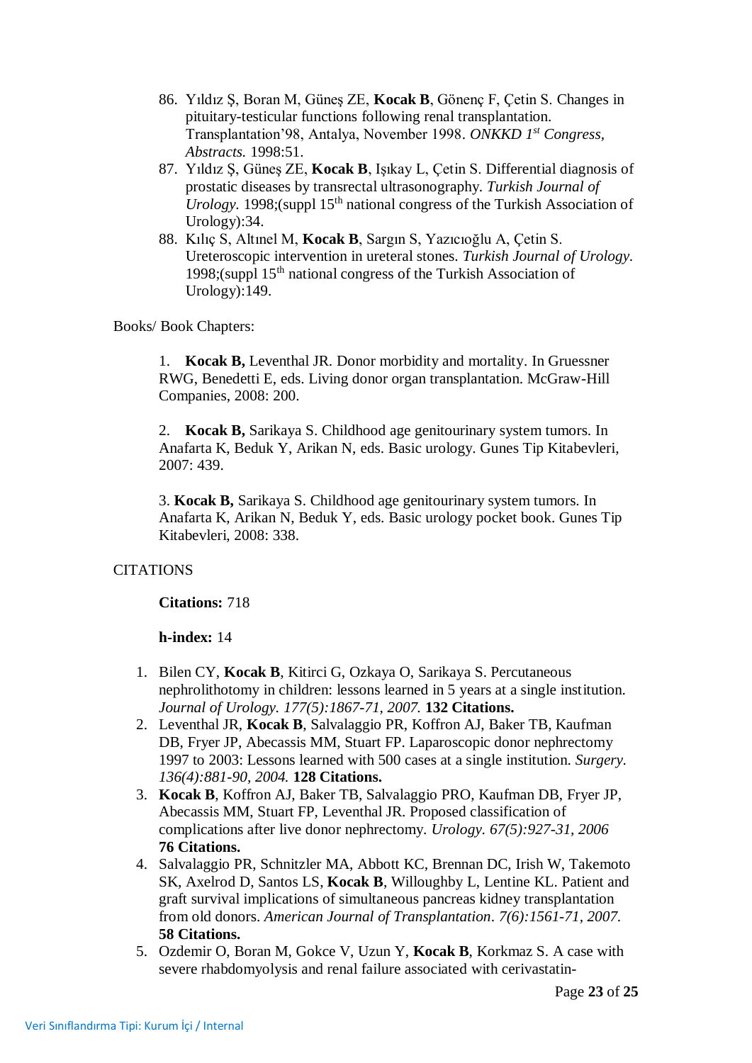86. Yıldız Ş, Boran M, Güneş ZE, **Kocak B**, Gönenç F, Çetin S. Changes in pituitary-testicular functions following renal transplantation. Transplantation'98, Antalya, November 1998. *ONKKD 1st Congress, Abstracts.* 1998:51.
87. Yıldız Ş, Güneş ZE, **Kocak B**, Işıkay L, Çetin S. Differential diagnosis of prostatic diseases by transrectal ultrasonography. *Turkish Journal of Urology.* 1998;(suppl 15th national congress of the Turkish Association of Urology):34.
88. Kılıç S, Altınel M, **Kocak B**, Sargın S, Yazıcıoğlu A, Çetin S. Ureteroscopic intervention in ureteral stones. *Turkish Journal of Urology.* 1998;(suppl 15th national congress of the Turkish Association of Urology):149.

Books/ Book Chapters:

1. **Kocak B,** Leventhal JR. Donor morbidity and mortality. In Gruessner RWG, Benedetti E, eds. Living donor organ transplantation. McGraw-Hill Companies, 2008: 200.

2. **Kocak B,** Sarikaya S. Childhood age genitourinary system tumors. In Anafarta K, Beduk Y, Arikan N, eds. Basic urology. Gunes Tip Kitabevleri, 2007: 439.

3. **Kocak B,** Sarikaya S. Childhood age genitourinary system tumors. In Anafarta K, Arikan N, Beduk Y, eds. Basic urology pocket book. Gunes Tip Kitabevleri, 2008: 338.

CITATIONS

**Citations:** 718

**h-index:** 14

1. Bilen CY, **Kocak B**, Kitirci G, Ozkaya O, Sarikaya S. Percutaneous nephrolithotomy in children: lessons learned in 5 years at a single institution. *Journal of Urology. 177(5):1867-71, 2007.* **132 Citations.**
2. Leventhal JR, **Kocak B**, Salvalaggio PR, Koffron AJ, Baker TB, Kaufman DB, Fryer JP, Abecassis MM, Stuart FP. Laparoscopic donor nephrectomy 1997 to 2003: Lessons learned with 500 cases at a single institution. *Surgery. 136(4):881-90, 2004.* **128 Citations.**
3. **Kocak B**, Koffron AJ, Baker TB, Salvalaggio PRO, Kaufman DB, Fryer JP, Abecassis MM, Stuart FP, Leventhal JR. Proposed classification of complications after live donor nephrectomy. *Urology. 67(5):927-31, 2006* **76 Citations.**
4. Salvalaggio PR, Schnitzler MA, Abbott KC, Brennan DC, Irish W, Takemoto SK, Axelrod D, Santos LS, **Kocak B**, Willoughby L, Lentine KL. Patient and graft survival implications of simultaneous pancreas kidney transplantation from old donors. *American Journal of Transplantation. 7(6):1561-71, 2007.* **58 Citations.**
5. Ozdemir O, Boran M, Gokce V, Uzun Y, **Kocak B**, Korkmaz S. A case with severe rhabdomyolysis and renal failure associated with cerivastatin-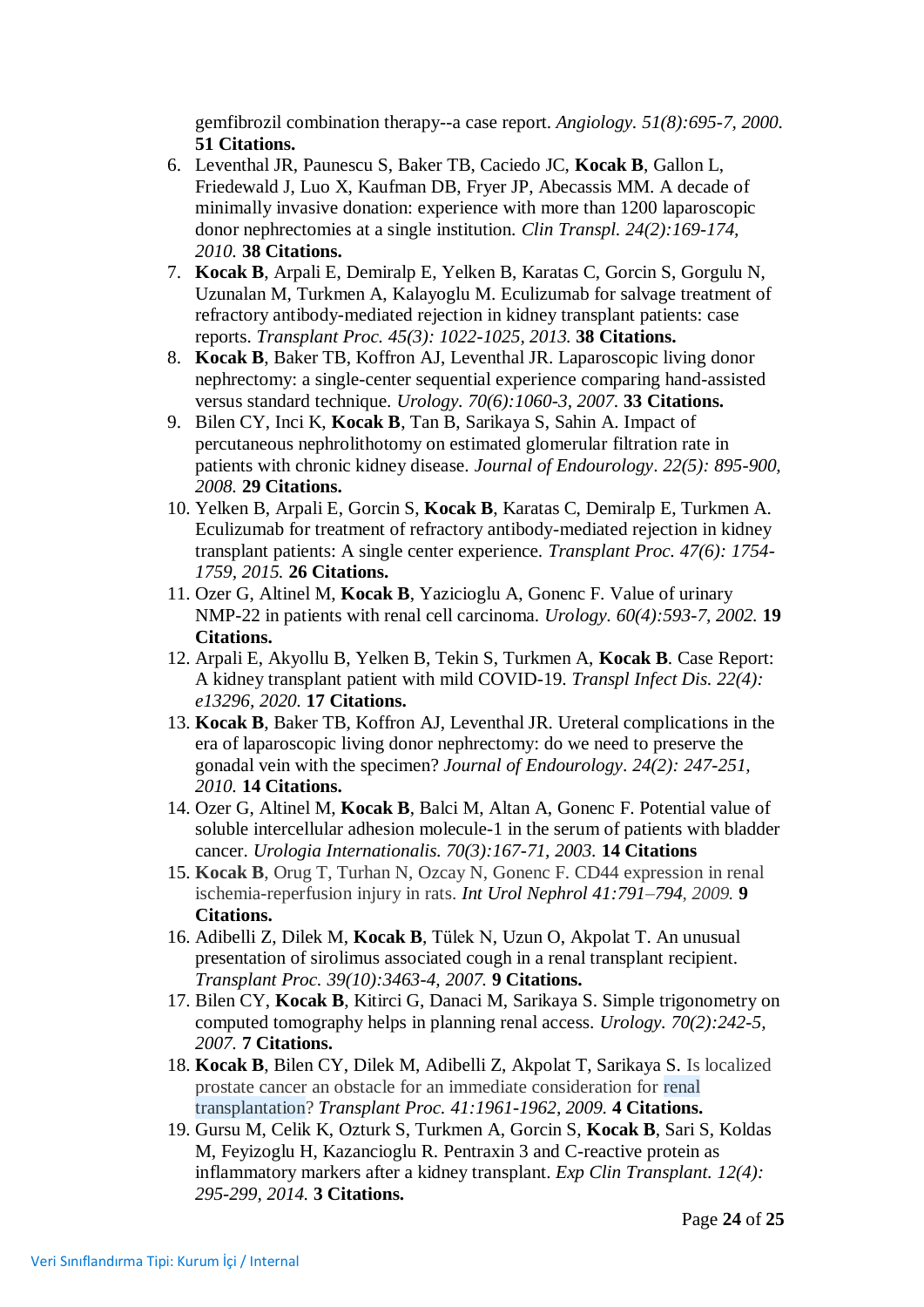gemfibrozil combination therapy--a case report. *Angiology. 51(8):695-7, 2000.* **51 Citations.**

6. Leventhal JR, Paunescu S, Baker TB, Caciedo JC, **Kocak B**, Gallon L, Friedewald J, Luo X, Kaufman DB, Fryer JP, Abecassis MM. A decade of minimally invasive donation: experience with more than 1200 laparoscopic donor nephrectomies at a single institution. *Clin Transpl. 24(2):169-174, 2010.* **38 Citations.**
7. **Kocak B**, Arpali E, Demiralp E, Yelken B, Karatas C, Gorcin S, Gorgulu N, Uzunalan M, Turkmen A, Kalayoglu M. Eculizumab for salvage treatment of refractory antibody-mediated rejection in kidney transplant patients: case reports. *Transplant Proc. 45(3): 1022-1025, 2013.* **38 Citations.**
8. **Kocak B**, Baker TB, Koffron AJ, Leventhal JR. Laparoscopic living donor nephrectomy: a single-center sequential experience comparing hand-assisted versus standard technique. *Urology. 70(6):1060-3, 2007.* **33 Citations.**
9. Bilen CY, Inci K, **Kocak B**, Tan B, Sarikaya S, Sahin A. Impact of percutaneous nephrolithotomy on estimated glomerular filtration rate in patients with chronic kidney disease. *Journal of Endourology. 22(5): 895-900, 2008.* **29 Citations.**
10. Yelken B, Arpali E, Gorcin S, **Kocak B**, Karatas C, Demiralp E, Turkmen A. Eculizumab for treatment of refractory antibody-mediated rejection in kidney transplant patients: A single center experience. *Transplant Proc. 47(6): 1754-1759, 2015.* **26 Citations.**
11. Ozer G, Altinel M, **Kocak B**, Yazicioglu A, Gonenc F. Value of urinary NMP-22 in patients with renal cell carcinoma. *Urology. 60(4):593-7, 2002.* **19 Citations.**
12. Arpali E, Akyollu B, Yelken B, Tekin S, Turkmen A, **Kocak B**. Case Report: A kidney transplant patient with mild COVID-19. *Transpl Infect Dis. 22(4): e13296, 2020.* **17 Citations.**
13. **Kocak B**, Baker TB, Koffron AJ, Leventhal JR. Ureteral complications in the era of laparoscopic living donor nephrectomy: do we need to preserve the gonadal vein with the specimen? *Journal of Endourology. 24(2): 247-251, 2010.* **14 Citations.**
14. Ozer G, Altinel M, **Kocak B**, Balci M, Altan A, Gonenc F. Potential value of soluble intercellular adhesion molecule-1 in the serum of patients with bladder cancer. *Urologia Internationalis. 70(3):167-71, 2003.* **14 Citations**
15. **Kocak B**, Orug T, Turhan N, Ozcay N, Gonenc F. CD44 expression in renal ischemia-reperfusion injury in rats. *Int Urol Nephrol 41:791–794, 2009.* **9 Citations.**
16. Adibelli Z, Dilek M, **Kocak B**, Tülek N, Uzun O, Akpolat T. An unusual presentation of sirolimus associated cough in a renal transplant recipient. *Transplant Proc. 39(10):3463-4, 2007.* **9 Citations.**
17. Bilen CY, **Kocak B**, Kitirci G, Danaci M, Sarikaya S. Simple trigonometry on computed tomography helps in planning renal access. *Urology. 70(2):242-5, 2007.* **7 Citations.**
18. **Kocak B**, Bilen CY, Dilek M, Adibelli Z, Akpolat T, Sarikaya S. Is localized prostate cancer an obstacle for an immediate consideration for renal transplantation? *Transplant Proc. 41:1961-1962, 2009.* **4 Citations.**
19. Gursu M, Celik K, Ozturk S, Turkmen A, Gorcin S, **Kocak B**, Sari S, Koldas M, Feyizoglu H, Kazancioglu R. Pentraxin 3 and C-reactive protein as inflammatory markers after a kidney transplant. *Exp Clin Transplant. 12(4): 295-299, 2014.* **3 Citations.**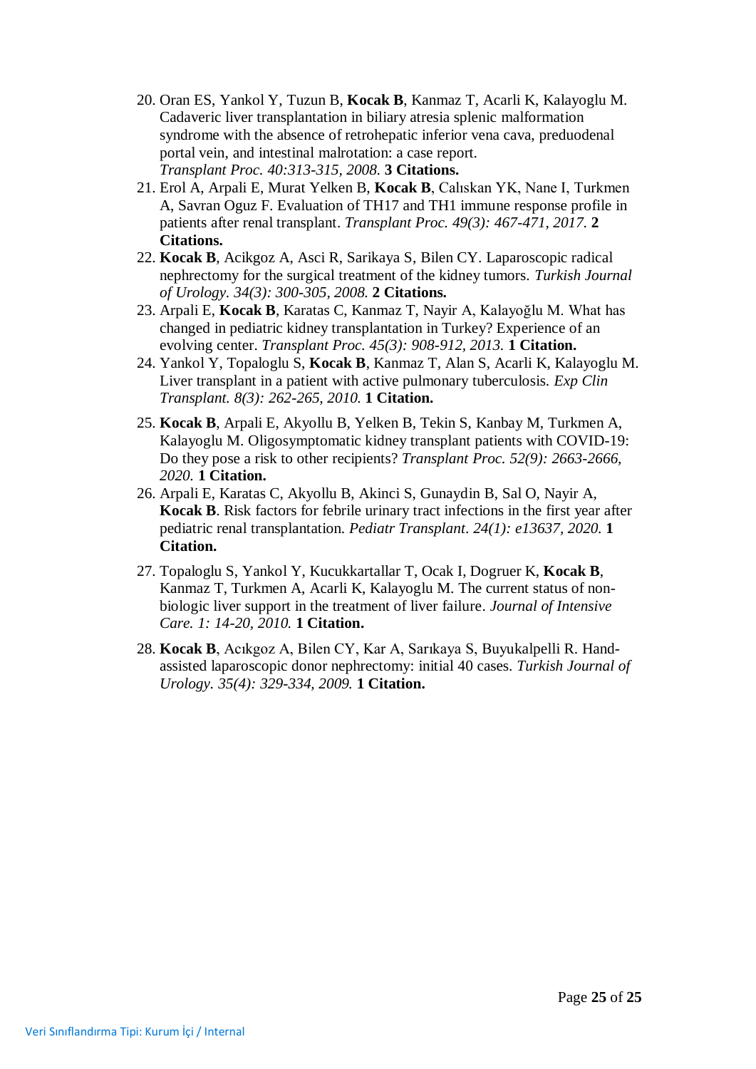20. Oran ES, Yankol Y, Tuzun B, **Kocak B**, Kanmaz T, Acarli K, Kalayoglu M. Cadaveric liver transplantation in biliary atresia splenic malformation syndrome with the absence of retrohepatic inferior vena cava, preduodenal portal vein, and intestinal malrotation: a case report. *Transplant Proc. 40:313-315, 2008.* **3 Citations.**
21. Erol A, Arpali E, Murat Yelken B, **Kocak B**, Calıskan YK, Nane I, Turkmen A, Savran Oguz F. Evaluation of TH17 and TH1 immune response profile in patients after renal transplant. *Transplant Proc. 49(3): 467-471, 2017.* **2 Citations.**
22. **Kocak B**, Acikgoz A, Asci R, Sarikaya S, Bilen CY. Laparoscopic radical nephrectomy for the surgical treatment of the kidney tumors. *Turkish Journal of Urology. 34(3): 300-305, 2008.* **2 Citations.**
23. Arpali E, **Kocak B**, Karatas C, Kanmaz T, Nayir A, Kalayoğlu M. What has changed in pediatric kidney transplantation in Turkey? Experience of an evolving center. *Transplant Proc. 45(3): 908-912, 2013.* **1 Citation.**
24. Yankol Y, Topaloglu S, **Kocak B**, Kanmaz T, Alan S, Acarli K, Kalayoglu M. Liver transplant in a patient with active pulmonary tuberculosis. *Exp Clin Transplant. 8(3): 262-265, 2010.* **1 Citation.**
25. **Kocak B**, Arpali E, Akyollu B, Yelken B, Tekin S, Kanbay M, Turkmen A, Kalayoglu M. Oligosymptomatic kidney transplant patients with COVID-19: Do they pose a risk to other recipients? *Transplant Proc. 52(9): 2663-2666, 2020.* **1 Citation.**
26. Arpali E, Karatas C, Akyollu B, Akinci S, Gunaydin B, Sal O, Nayir A, **Kocak B**. Risk factors for febrile urinary tract infections in the first year after pediatric renal transplantation. *Pediatr Transplant. 24(1): e13637, 2020.* **1 Citation.**
27. Topaloglu S, Yankol Y, Kucukkartallar T, Ocak I, Dogruer K, **Kocak B**, Kanmaz T, Turkmen A, Acarli K, Kalayoglu M. The current status of non-biologic liver support in the treatment of liver failure. *Journal of Intensive Care. 1: 14-20, 2010.* **1 Citation.**
28. **Kocak B**, Acıkgoz A, Bilen CY, Kar A, Sarıkaya S, Buyukalpelli R. Hand-assisted laparoscopic donor nephrectomy: initial 40 cases. *Turkish Journal of Urology. 35(4): 329-334, 2009.* **1 Citation.**

Veri Sınıflandırma Tipi: Kurum İçi / Internal